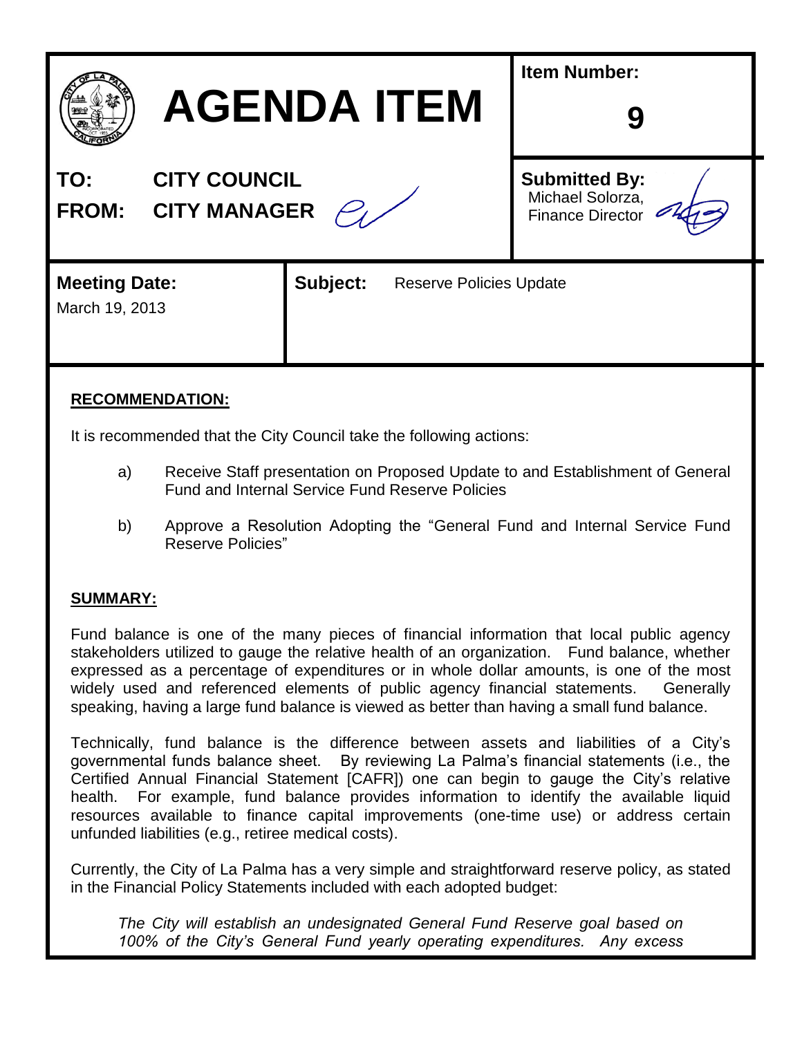# AGENDA ITEM

**Item Number:** 9

**TO:** CITY COUNCIL

**FROM:** CITY MANAGER

**Submitted By:** Michael Solorza, Finance Director

**Meeting Date:** March 19, 2013

**Subject:** Reserve Policies Update

## RECOMMENDATION:

It is recommended that the City Council take the following actions:

a) Receive Staff presentation on Proposed Update to and Establishment of General Fund and Internal Service Fund Reserve Policies

b) Approve a Resolution Adopting the "General Fund and Internal Service Fund Reserve Policies"

## SUMMARY:

Fund balance is one of the many pieces of financial information that local public agency stakeholders utilized to gauge the relative health of an organization. Fund balance, whether expressed as a percentage of expenditures or in whole dollar amounts, is one of the most widely used and referenced elements of public agency financial statements. Generally speaking, having a large fund balance is viewed as better than having a small fund balance.

Technically, fund balance is the difference between assets and liabilities of a City's governmental funds balance sheet. By reviewing La Palma's financial statements (i.e., the Certified Annual Financial Statement [CAFR]) one can begin to gauge the City's relative health. For example, fund balance provides information to identify the available liquid resources available to finance capital improvements (one-time use) or address certain unfunded liabilities (e.g., retiree medical costs).

Currently, the City of La Palma has a very simple and straightforward reserve policy, as stated in the Financial Policy Statements included with each adopted budget:

*The City will establish an undesignated General Fund Reserve goal based on 100% of the City's General Fund yearly operating expenditures. Any excess*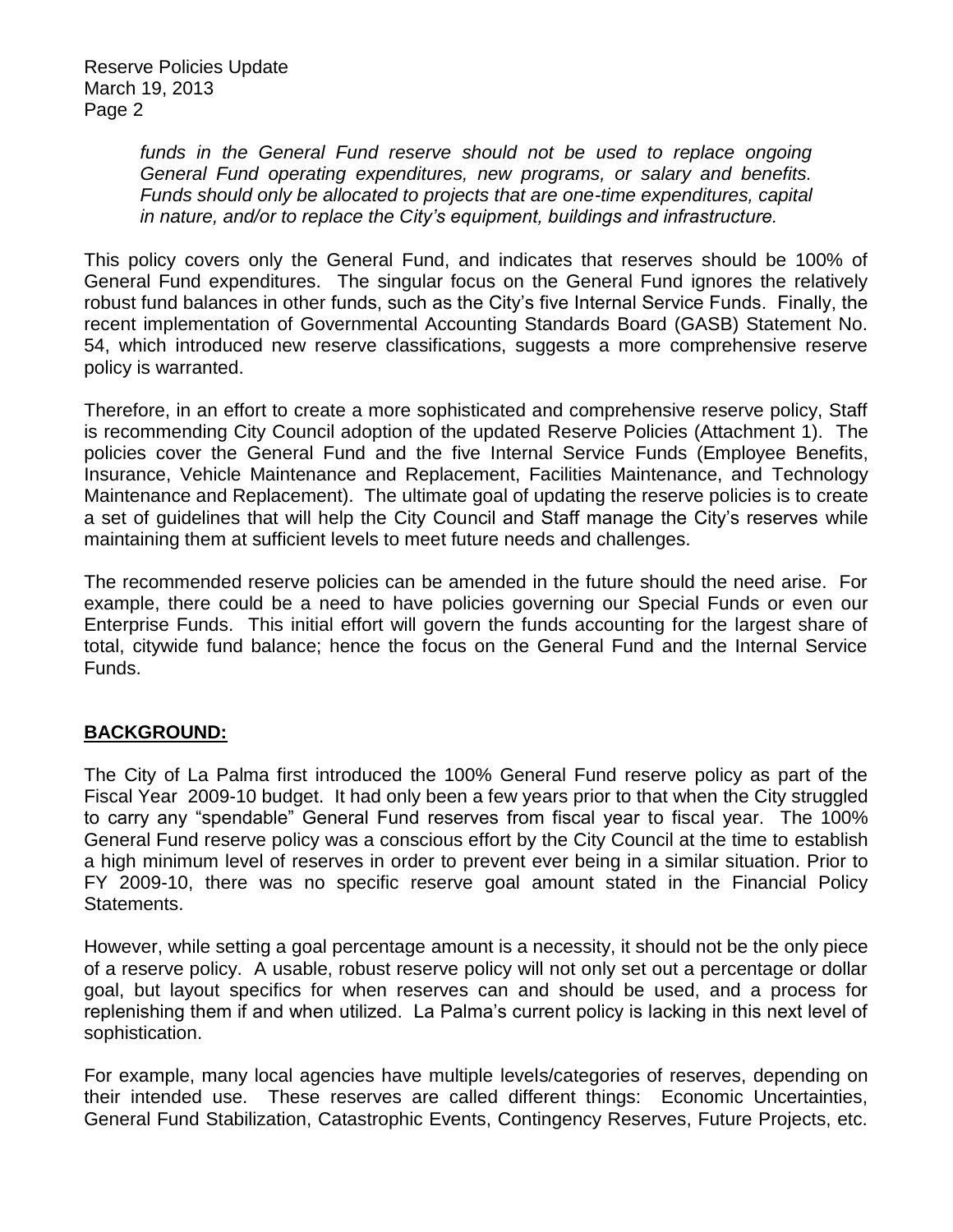*funds in the General Fund reserve should not be used to replace ongoing General Fund operating expenditures, new programs, or salary and benefits. Funds should only be allocated to projects that are one-time expenditures, capital in nature, and/or to replace the City's equipment, buildings and infrastructure.*

This policy covers only the General Fund, and indicates that reserves should be 100% of General Fund expenditures. The singular focus on the General Fund ignores the relatively robust fund balances in other funds, such as the City's five Internal Service Funds. Finally, the recent implementation of Governmental Accounting Standards Board (GASB) Statement No. 54, which introduced new reserve classifications, suggests a more comprehensive reserve policy is warranted.

Therefore, in an effort to create a more sophisticated and comprehensive reserve policy, Staff is recommending City Council adoption of the updated Reserve Policies (Attachment 1). The policies cover the General Fund and the five Internal Service Funds (Employee Benefits, Insurance, Vehicle Maintenance and Replacement, Facilities Maintenance, and Technology Maintenance and Replacement). The ultimate goal of updating the reserve policies is to create a set of guidelines that will help the City Council and Staff manage the City's reserves while maintaining them at sufficient levels to meet future needs and challenges.

The recommended reserve policies can be amended in the future should the need arise. For example, there could be a need to have policies governing our Special Funds or even our Enterprise Funds. This initial effort will govern the funds accounting for the largest share of total, citywide fund balance; hence the focus on the General Fund and the Internal Service Funds.

## BACKGROUND:

The City of La Palma first introduced the 100% General Fund reserve policy as part of the Fiscal Year 2009-10 budget. It had only been a few years prior to that when the City struggled to carry any "spendable" General Fund reserves from fiscal year to fiscal year. The 100% General Fund reserve policy was a conscious effort by the City Council at the time to establish a high minimum level of reserves in order to prevent ever being in a similar situation. Prior to FY 2009-10, there was no specific reserve goal amount stated in the Financial Policy Statements.

However, while setting a goal percentage amount is a necessity, it should not be the only piece of a reserve policy. A usable, robust reserve policy will not only set out a percentage or dollar goal, but layout specifics for when reserves can and should be used, and a process for replenishing them if and when utilized. La Palma's current policy is lacking in this next level of sophistication.

For example, many local agencies have multiple levels/categories of reserves, depending on their intended use. These reserves are called different things: Economic Uncertainties, General Fund Stabilization, Catastrophic Events, Contingency Reserves, Future Projects, etc.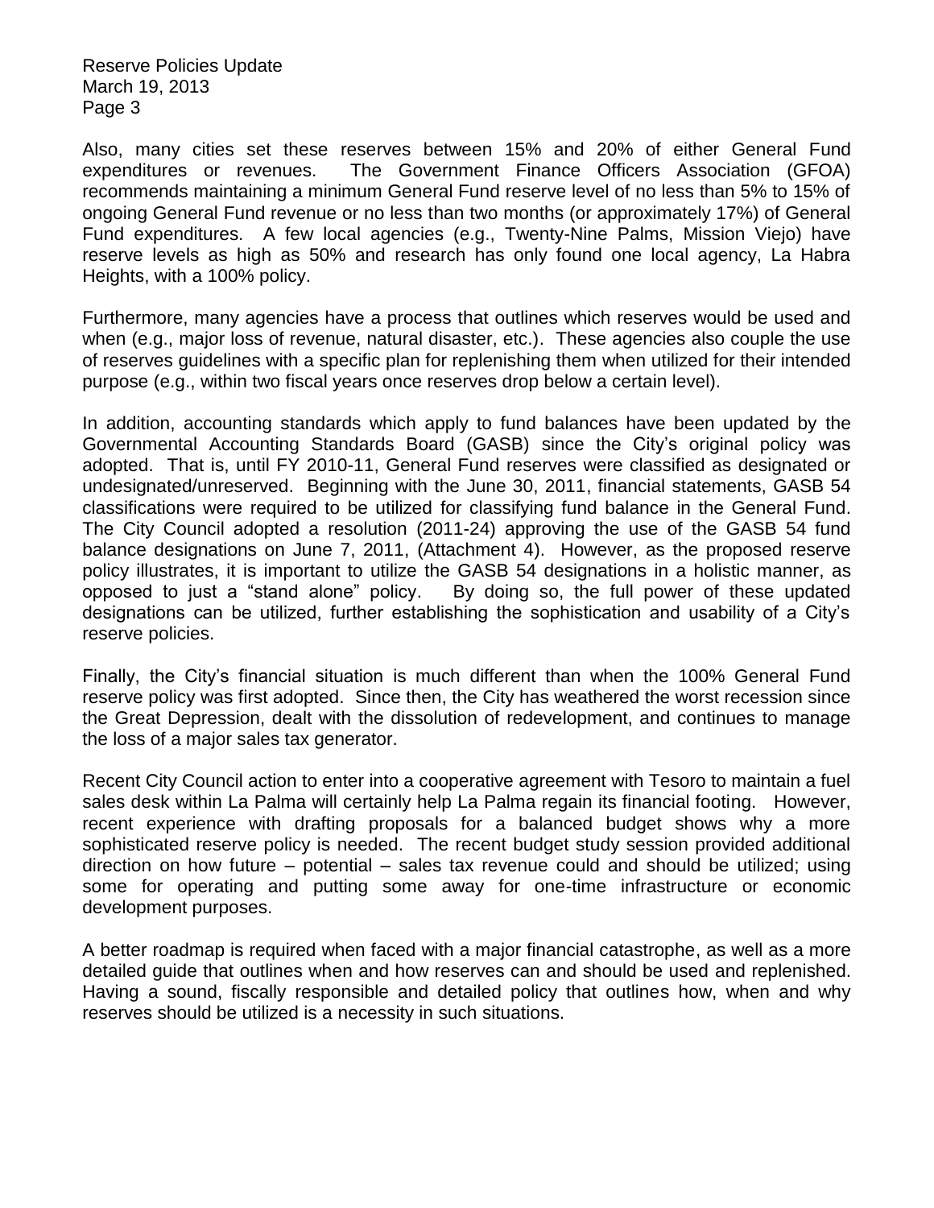Also, many cities set these reserves between 15% and 20% of either General Fund expenditures or revenues. The Government Finance Officers Association (GFOA) recommends maintaining a minimum General Fund reserve level of no less than 5% to 15% of ongoing General Fund revenue or no less than two months (or approximately 17%) of General Fund expenditures. A few local agencies (e.g., Twenty-Nine Palms, Mission Viejo) have reserve levels as high as 50% and research has only found one local agency, La Habra Heights, with a 100% policy.

Furthermore, many agencies have a process that outlines which reserves would be used and when (e.g., major loss of revenue, natural disaster, etc.). These agencies also couple the use of reserves guidelines with a specific plan for replenishing them when utilized for their intended purpose (e.g., within two fiscal years once reserves drop below a certain level).

In addition, accounting standards which apply to fund balances have been updated by the Governmental Accounting Standards Board (GASB) since the City's original policy was adopted. That is, until FY 2010-11, General Fund reserves were classified as designated or undesignated/unreserved. Beginning with the June 30, 2011, financial statements, GASB 54 classifications were required to be utilized for classifying fund balance in the General Fund. The City Council adopted a resolution (2011-24) approving the use of the GASB 54 fund balance designations on June 7, 2011, (Attachment 4). However, as the proposed reserve policy illustrates, it is important to utilize the GASB 54 designations in a holistic manner, as opposed to just a "stand alone" policy. By doing so, the full power of these updated designations can be utilized, further establishing the sophistication and usability of a City's reserve policies.

Finally, the City's financial situation is much different than when the 100% General Fund reserve policy was first adopted. Since then, the City has weathered the worst recession since the Great Depression, dealt with the dissolution of redevelopment, and continues to manage the loss of a major sales tax generator.

Recent City Council action to enter into a cooperative agreement with Tesoro to maintain a fuel sales desk within La Palma will certainly help La Palma regain its financial footing. However, recent experience with drafting proposals for a balanced budget shows why a more sophisticated reserve policy is needed. The recent budget study session provided additional direction on how future – potential – sales tax revenue could and should be utilized; using some for operating and putting some away for one-time infrastructure or economic development purposes.

A better roadmap is required when faced with a major financial catastrophe, as well as a more detailed guide that outlines when and how reserves can and should be used and replenished. Having a sound, fiscally responsible and detailed policy that outlines how, when and why reserves should be utilized is a necessity in such situations.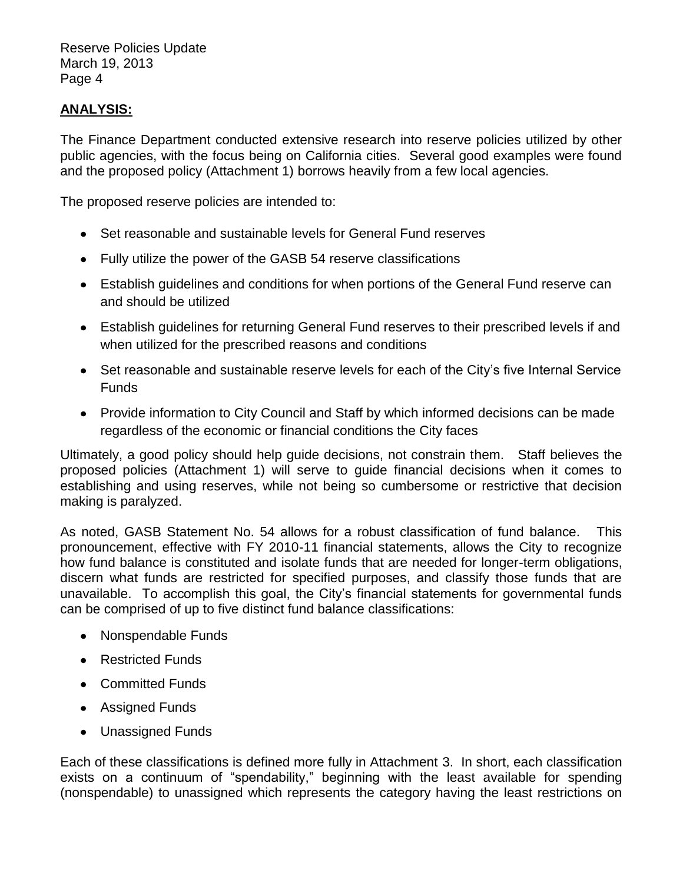## ANALYSIS:

The Finance Department conducted extensive research into reserve policies utilized by other public agencies, with the focus being on California cities. Several good examples were found and the proposed policy (Attachment 1) borrows heavily from a few local agencies.

The proposed reserve policies are intended to:

- Set reasonable and sustainable levels for General Fund reserves
- Fully utilize the power of the GASB 54 reserve classifications
- Establish guidelines and conditions for when portions of the General Fund reserve can and should be utilized
- Establish guidelines for returning General Fund reserves to their prescribed levels if and when utilized for the prescribed reasons and conditions
- Set reasonable and sustainable reserve levels for each of the City's five Internal Service Funds
- Provide information to City Council and Staff by which informed decisions can be made regardless of the economic or financial conditions the City faces

Ultimately, a good policy should help guide decisions, not constrain them. Staff believes the proposed policies (Attachment 1) will serve to guide financial decisions when it comes to establishing and using reserves, while not being so cumbersome or restrictive that decision making is paralyzed.

As noted, GASB Statement No. 54 allows for a robust classification of fund balance. This pronouncement, effective with FY 2010-11 financial statements, allows the City to recognize how fund balance is constituted and isolate funds that are needed for longer-term obligations, discern what funds are restricted for specified purposes, and classify those funds that are unavailable. To accomplish this goal, the City's financial statements for governmental funds can be comprised of up to five distinct fund balance classifications:

- Nonspendable Funds
- Restricted Funds
- Committed Funds
- Assigned Funds
- Unassigned Funds

Each of these classifications is defined more fully in Attachment 3. In short, each classification exists on a continuum of "spendability," beginning with the least available for spending (nonspendable) to unassigned which represents the category having the least restrictions on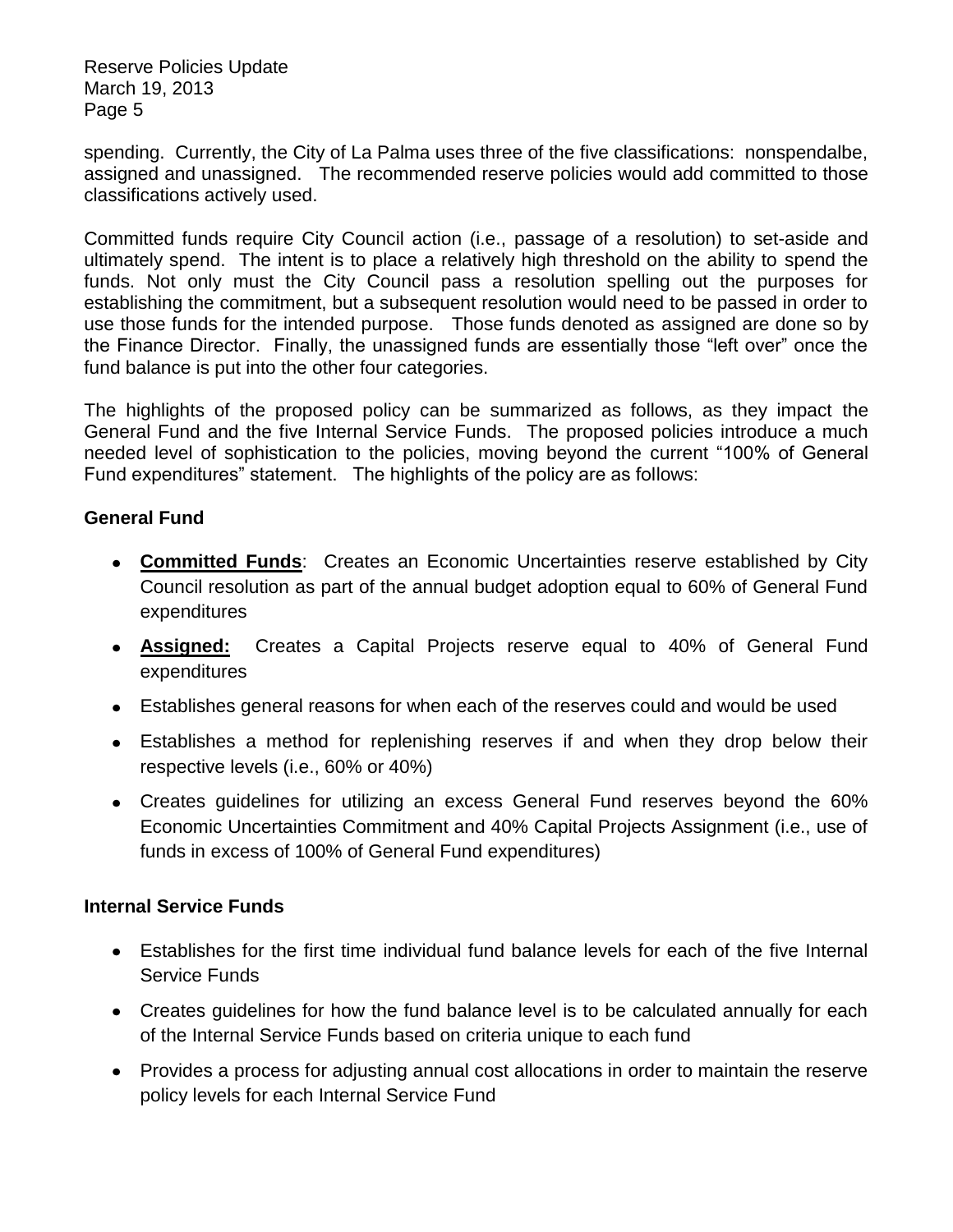spending. Currently, the City of La Palma uses three of the five classifications: nonspendalbe, assigned and unassigned. The recommended reserve policies would add committed to those classifications actively used.

Committed funds require City Council action (i.e., passage of a resolution) to set-aside and ultimately spend. The intent is to place a relatively high threshold on the ability to spend the funds. Not only must the City Council pass a resolution spelling out the purposes for establishing the commitment, but a subsequent resolution would need to be passed in order to use those funds for the intended purpose. Those funds denoted as assigned are done so by the Finance Director. Finally, the unassigned funds are essentially those "left over" once the fund balance is put into the other four categories.

The highlights of the proposed policy can be summarized as follows, as they impact the General Fund and the five Internal Service Funds. The proposed policies introduce a much needed level of sophistication to the policies, moving beyond the current "100% of General Fund expenditures" statement. The highlights of the policy are as follows:

**General Fund**

- **Committed Funds**: Creates an Economic Uncertainties reserve established by City Council resolution as part of the annual budget adoption equal to 60% of General Fund expenditures
- **Assigned:** Creates a Capital Projects reserve equal to 40% of General Fund expenditures
- Establishes general reasons for when each of the reserves could and would be used
- Establishes a method for replenishing reserves if and when they drop below their respective levels (i.e., 60% or 40%)
- Creates guidelines for utilizing an excess General Fund reserves beyond the 60% Economic Uncertainties Commitment and 40% Capital Projects Assignment (i.e., use of funds in excess of 100% of General Fund expenditures)

**Internal Service Funds**

- Establishes for the first time individual fund balance levels for each of the five Internal Service Funds
- Creates guidelines for how the fund balance level is to be calculated annually for each of the Internal Service Funds based on criteria unique to each fund
- Provides a process for adjusting annual cost allocations in order to maintain the reserve policy levels for each Internal Service Fund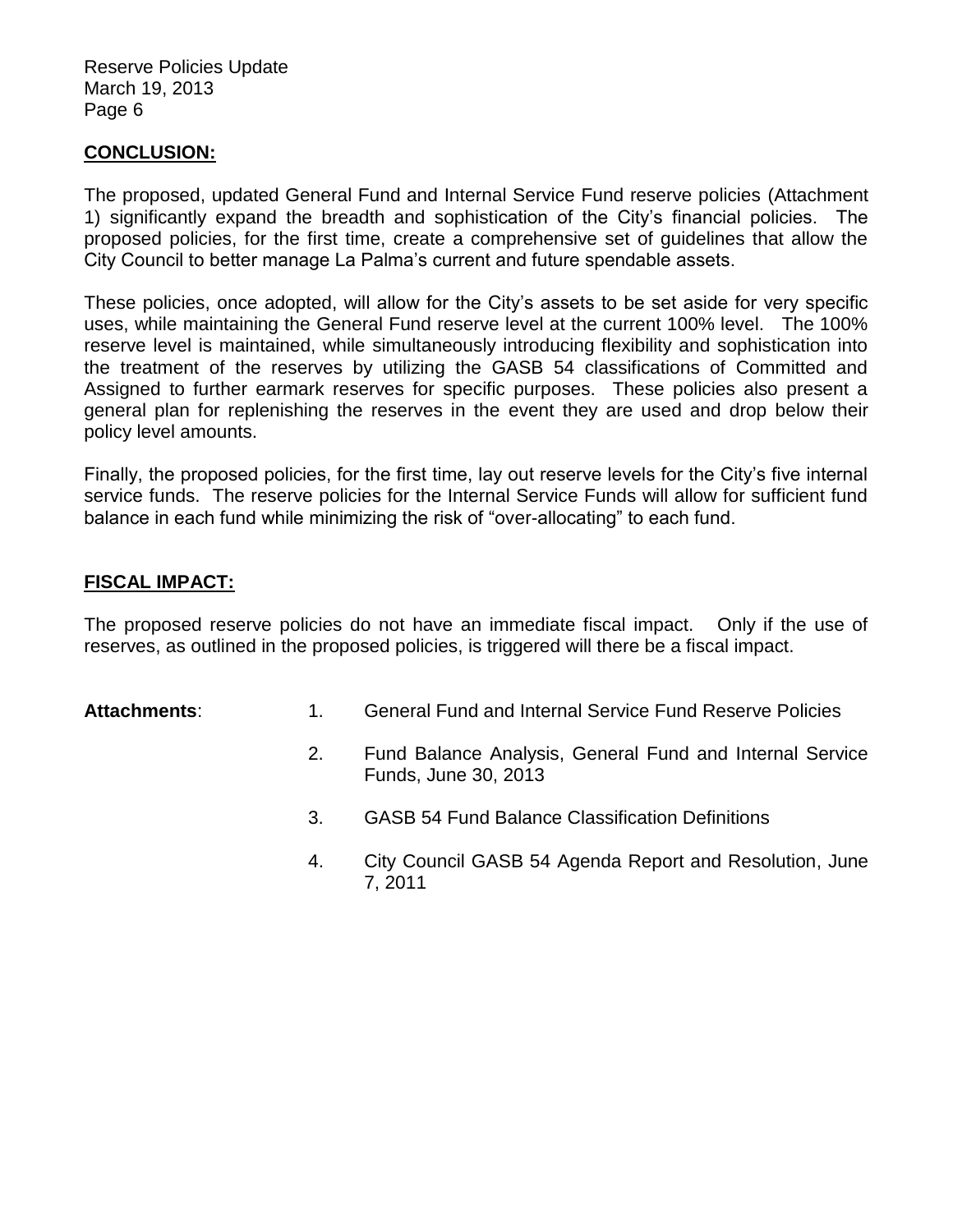## CONCLUSION:

The proposed, updated General Fund and Internal Service Fund reserve policies (Attachment 1) significantly expand the breadth and sophistication of the City's financial policies. The proposed policies, for the first time, create a comprehensive set of guidelines that allow the City Council to better manage La Palma's current and future spendable assets.

These policies, once adopted, will allow for the City's assets to be set aside for very specific uses, while maintaining the General Fund reserve level at the current 100% level. The 100% reserve level is maintained, while simultaneously introducing flexibility and sophistication into the treatment of the reserves by utilizing the GASB 54 classifications of Committed and Assigned to further earmark reserves for specific purposes. These policies also present a general plan for replenishing the reserves in the event they are used and drop below their policy level amounts.

Finally, the proposed policies, for the first time, lay out reserve levels for the City's five internal service funds. The reserve policies for the Internal Service Funds will allow for sufficient fund balance in each fund while minimizing the risk of "over-allocating" to each fund.

## FISCAL IMPACT:

The proposed reserve policies do not have an immediate fiscal impact. Only if the use of reserves, as outlined in the proposed policies, is triggered will there be a fiscal impact.

**Attachments**:

1. General Fund and Internal Service Fund Reserve Policies
2. Fund Balance Analysis, General Fund and Internal Service Funds, June 30, 2013
3. GASB 54 Fund Balance Classification Definitions
4. City Council GASB 54 Agenda Report and Resolution, June 7, 2011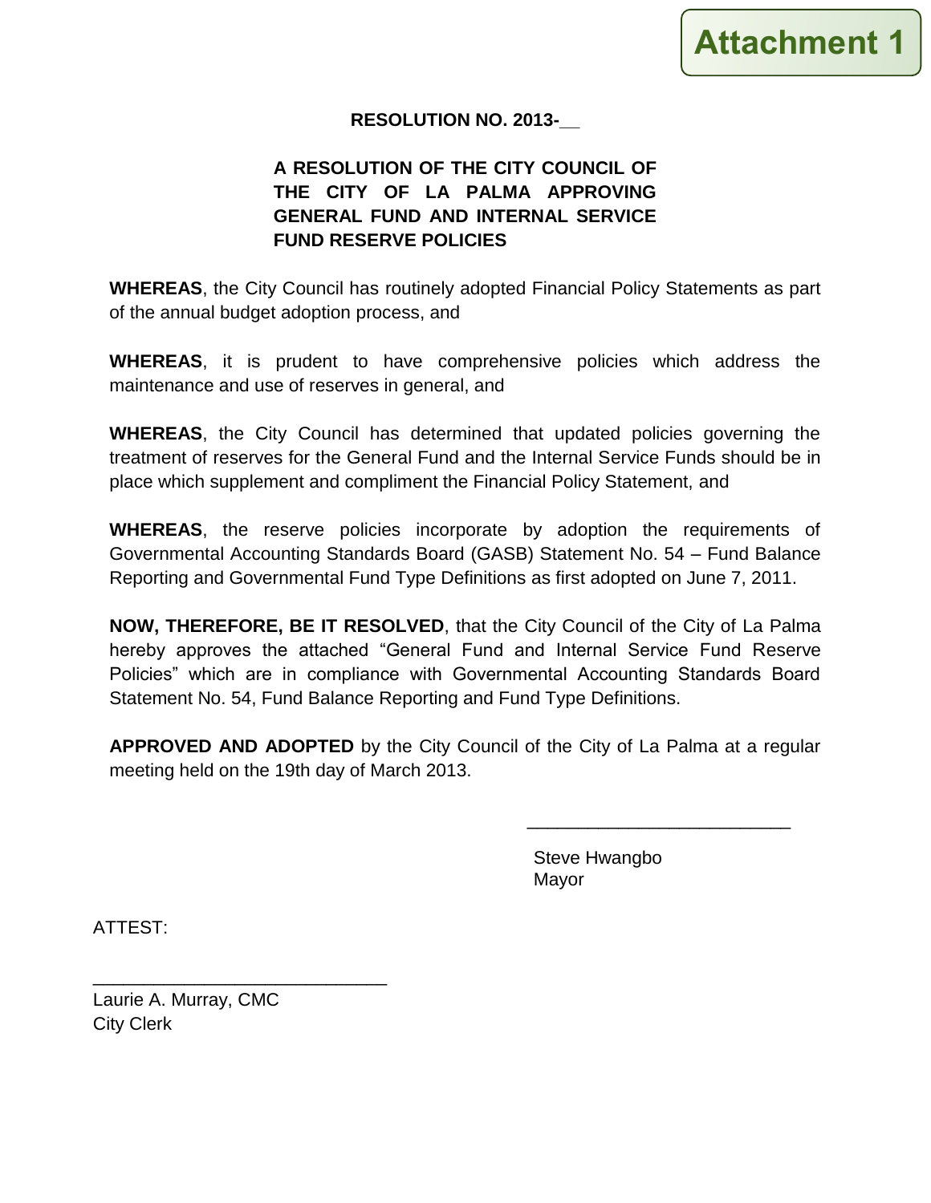Attachment 1

**RESOLUTION NO. 2013-__**

**A RESOLUTION OF THE CITY COUNCIL OF THE CITY OF LA PALMA APPROVING GENERAL FUND AND INTERNAL SERVICE FUND RESERVE POLICIES**

**WHEREAS**, the City Council has routinely adopted Financial Policy Statements as part of the annual budget adoption process, and

**WHEREAS**, it is prudent to have comprehensive policies which address the maintenance and use of reserves in general, and

**WHEREAS**, the City Council has determined that updated policies governing the treatment of reserves for the General Fund and the Internal Service Funds should be in place which supplement and compliment the Financial Policy Statement, and

**WHEREAS**, the reserve policies incorporate by adoption the requirements of Governmental Accounting Standards Board (GASB) Statement No. 54 – Fund Balance Reporting and Governmental Fund Type Definitions as first adopted on June 7, 2011.

**NOW, THEREFORE, BE IT RESOLVED**, that the City Council of the City of La Palma hereby approves the attached "General Fund and Internal Service Fund Reserve Policies" which are in compliance with Governmental Accounting Standards Board Statement No. 54, Fund Balance Reporting and Fund Type Definitions.

**APPROVED AND ADOPTED** by the City Council of the City of La Palma at a regular meeting held on the 19th day of March 2013.

___________________________

Steve Hwangbo
Mayor

ATTEST:

______________________________

Laurie A. Murray, CMC
City Clerk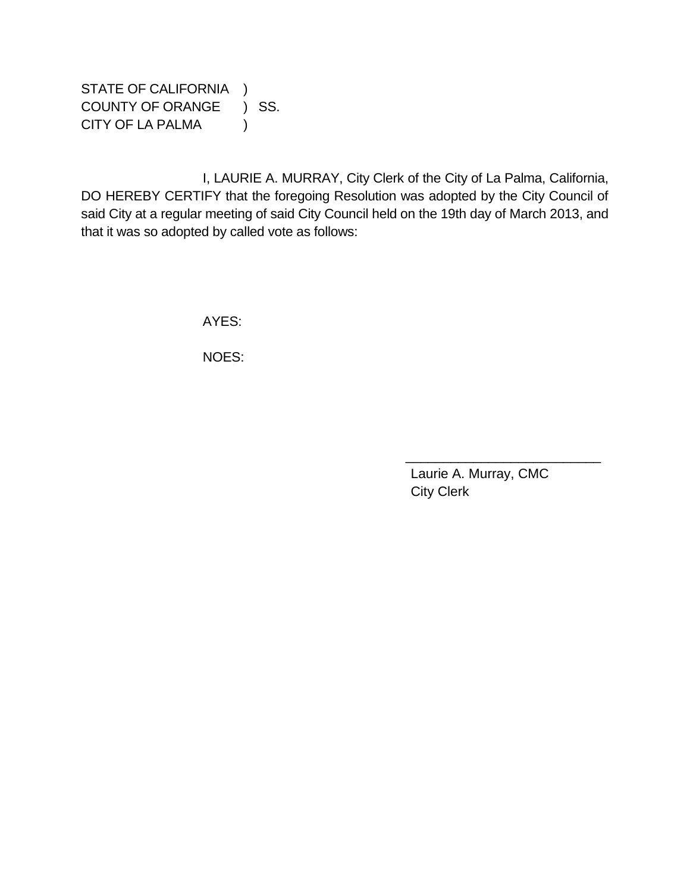STATE OF CALIFORNIA )
COUNTY OF ORANGE ) SS.
CITY OF LA PALMA )

I, LAURIE A. MURRAY, City Clerk of the City of La Palma, California, DO HEREBY CERTIFY that the foregoing Resolution was adopted by the City Council of said City at a regular meeting of said City Council held on the 19th day of March 2013, and that it was so adopted by called vote as follows:

AYES:

NOES:

___________________________
Laurie A. Murray, CMC
City Clerk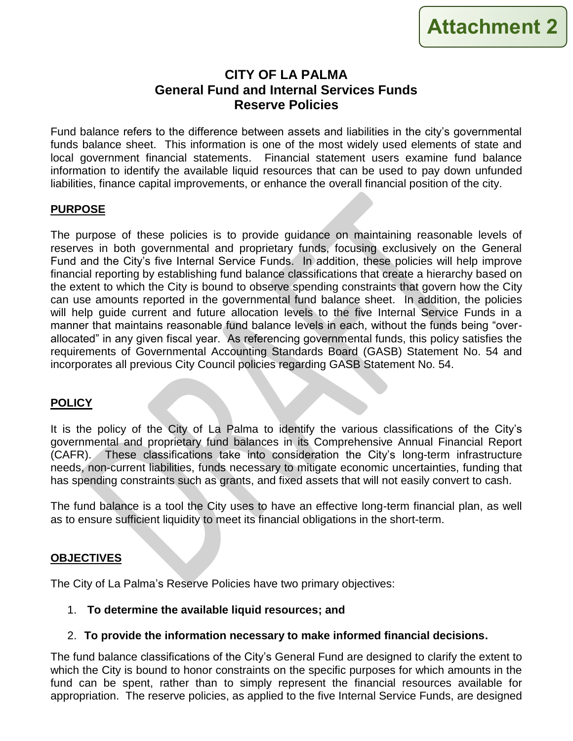Attachment 2

# CITY OF LA PALMA
## General Fund and Internal Services Funds
## Reserve Policies

Fund balance refers to the difference between assets and liabilities in the city's governmental funds balance sheet. This information is one of the most widely used elements of state and local government financial statements. Financial statement users examine fund balance information to identify the available liquid resources that can be used to pay down unfunded liabilities, finance capital improvements, or enhance the overall financial position of the city.

### PURPOSE

The purpose of these policies is to provide guidance on maintaining reasonable levels of reserves in both governmental and proprietary funds, focusing exclusively on the General Fund and the City's five Internal Service Funds. In addition, these policies will help improve financial reporting by establishing fund balance classifications that create a hierarchy based on the extent to which the City is bound to observe spending constraints that govern how the City can use amounts reported in the governmental fund balance sheet. In addition, the policies will help guide current and future allocation levels to the five Internal Service Funds in a manner that maintains reasonable fund balance levels in each, without the funds being "over-allocated" in any given fiscal year. As referencing governmental funds, this policy satisfies the requirements of Governmental Accounting Standards Board (GASB) Statement No. 54 and incorporates all previous City Council policies regarding GASB Statement No. 54.

### POLICY

It is the policy of the City of La Palma to identify the various classifications of the City's governmental and proprietary fund balances in its Comprehensive Annual Financial Report (CAFR). These classifications take into consideration the City's long-term infrastructure needs, non-current liabilities, funds necessary to mitigate economic uncertainties, funding that has spending constraints such as grants, and fixed assets that will not easily convert to cash.

The fund balance is a tool the City uses to have an effective long-term financial plan, as well as to ensure sufficient liquidity to meet its financial obligations in the short-term.

### OBJECTIVES

The City of La Palma's Reserve Policies have two primary objectives:

1. **To determine the available liquid resources; and**
2. **To provide the information necessary to make informed financial decisions.**

The fund balance classifications of the City's General Fund are designed to clarify the extent to which the City is bound to honor constraints on the specific purposes for which amounts in the fund can be spent, rather than to simply represent the financial resources available for appropriation. The reserve policies, as applied to the five Internal Service Funds, are designed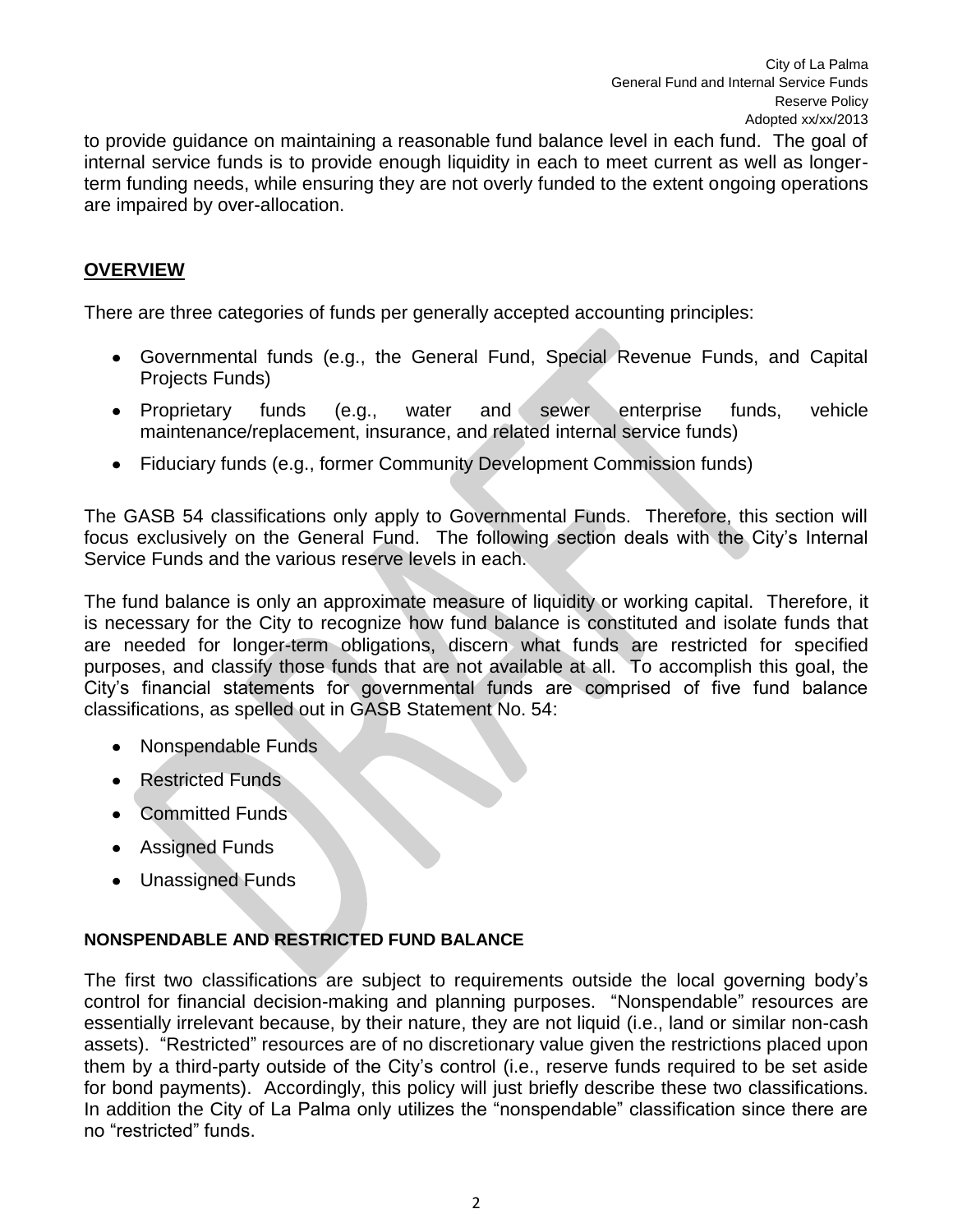to provide guidance on maintaining a reasonable fund balance level in each fund. The goal of internal service funds is to provide enough liquidity in each to meet current as well as longer-term funding needs, while ensuring they are not overly funded to the extent ongoing operations are impaired by over-allocation.

## OVERVIEW

There are three categories of funds per generally accepted accounting principles:

- Governmental funds (e.g., the General Fund, Special Revenue Funds, and Capital Projects Funds)
- Proprietary funds (e.g., water and sewer enterprise funds, vehicle maintenance/replacement, insurance, and related internal service funds)
- Fiduciary funds (e.g., former Community Development Commission funds)

The GASB 54 classifications only apply to Governmental Funds. Therefore, this section will focus exclusively on the General Fund. The following section deals with the City's Internal Service Funds and the various reserve levels in each.

The fund balance is only an approximate measure of liquidity or working capital. Therefore, it is necessary for the City to recognize how fund balance is constituted and isolate funds that are needed for longer-term obligations, discern what funds are restricted for specified purposes, and classify those funds that are not available at all. To accomplish this goal, the City's financial statements for governmental funds are comprised of five fund balance classifications, as spelled out in GASB Statement No. 54:

- Nonspendable Funds
- Restricted Funds
- Committed Funds
- Assigned Funds
- Unassigned Funds

### NONSPENDABLE AND RESTRICTED FUND BALANCE

The first two classifications are subject to requirements outside the local governing body's control for financial decision-making and planning purposes. "Nonspendable" resources are essentially irrelevant because, by their nature, they are not liquid (i.e., land or similar non-cash assets). "Restricted" resources are of no discretionary value given the restrictions placed upon them by a third-party outside of the City's control (i.e., reserve funds required to be set aside for bond payments). Accordingly, this policy will just briefly describe these two classifications. In addition the City of La Palma only utilizes the "nonspendable" classification since there are no "restricted" funds.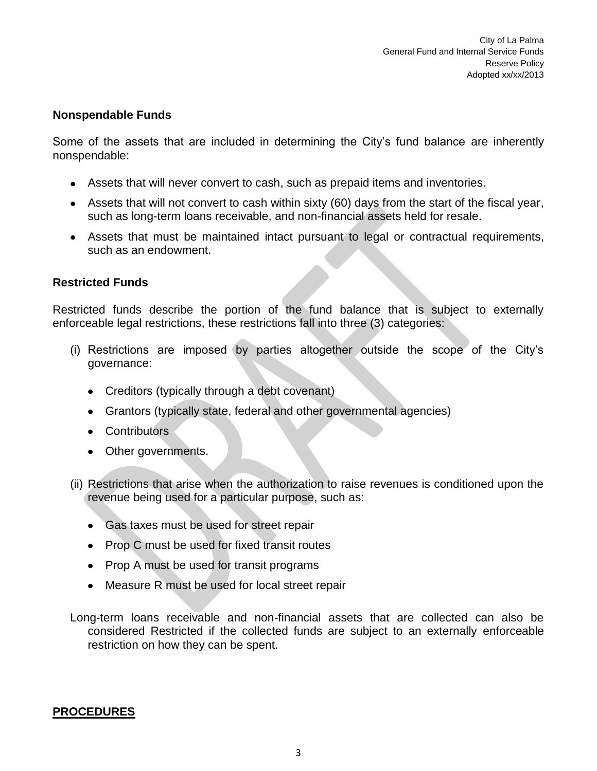**Nonspendable Funds**

Some of the assets that are included in determining the City's fund balance are inherently nonspendable:

- Assets that will never convert to cash, such as prepaid items and inventories.
- Assets that will not convert to cash within sixty (60) days from the start of the fiscal year, such as long-term loans receivable, and non-financial assets held for resale.
- Assets that must be maintained intact pursuant to legal or contractual requirements, such as an endowment.

**Restricted Funds**

Restricted funds describe the portion of the fund balance that is subject to externally enforceable legal restrictions, these restrictions fall into three (3) categories:

(i) Restrictions are imposed by parties altogether outside the scope of the City's governance:

- Creditors (typically through a debt covenant)
- Grantors (typically state, federal and other governmental agencies)
- Contributors
- Other governments.

(ii) Restrictions that arise when the authorization to raise revenues is conditioned upon the revenue being used for a particular purpose, such as:

- Gas taxes must be used for street repair
- Prop C must be used for fixed transit routes
- Prop A must be used for transit programs
- Measure R must be used for local street repair

Long-term loans receivable and non-financial assets that are collected can also be considered Restricted if the collected funds are subject to an externally enforceable restriction on how they can be spent.

**PROCEDURES**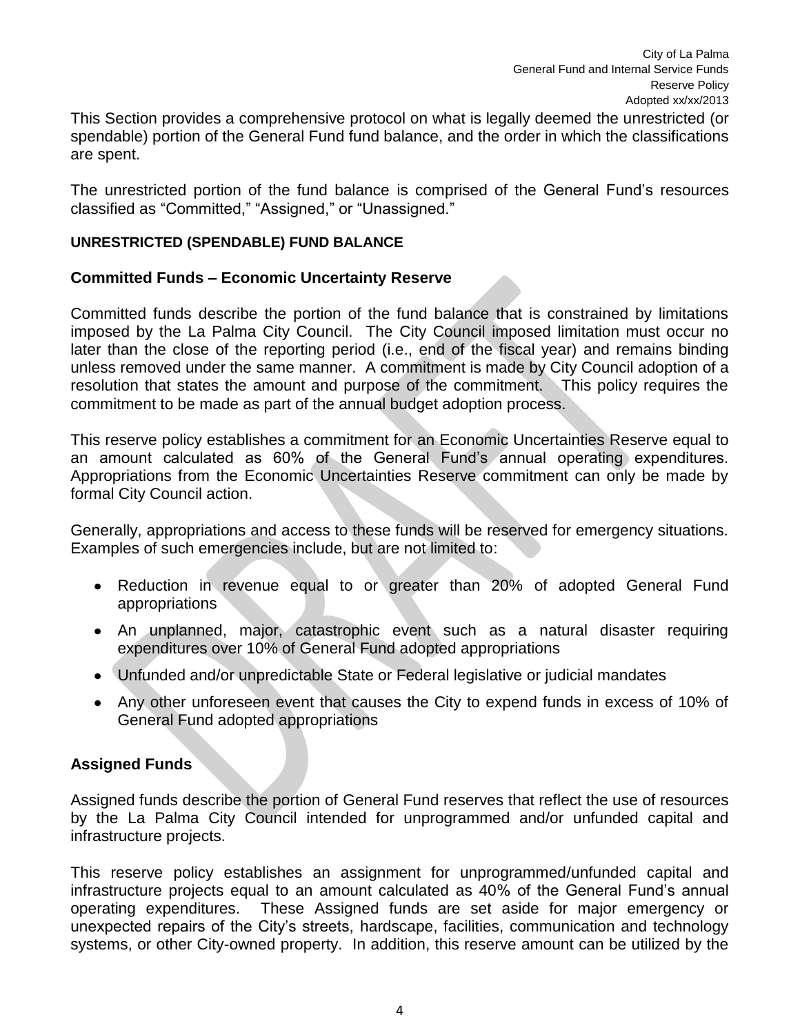This Section provides a comprehensive protocol on what is legally deemed the unrestricted (or spendable) portion of the General Fund fund balance, and the order in which the classifications are spent.

The unrestricted portion of the fund balance is comprised of the General Fund's resources classified as "Committed," "Assigned," or "Unassigned."

**UNRESTRICTED (SPENDABLE) FUND BALANCE**

### Committed Funds – Economic Uncertainty Reserve

Committed funds describe the portion of the fund balance that is constrained by limitations imposed by the La Palma City Council. The City Council imposed limitation must occur no later than the close of the reporting period (i.e., end of the fiscal year) and remains binding unless removed under the same manner. A commitment is made by City Council adoption of a resolution that states the amount and purpose of the commitment. This policy requires the commitment to be made as part of the annual budget adoption process.

This reserve policy establishes a commitment for an Economic Uncertainties Reserve equal to an amount calculated as 60% of the General Fund's annual operating expenditures. Appropriations from the Economic Uncertainties Reserve commitment can only be made by formal City Council action.

Generally, appropriations and access to these funds will be reserved for emergency situations. Examples of such emergencies include, but are not limited to:

- Reduction in revenue equal to or greater than 20% of adopted General Fund appropriations
- An unplanned, major, catastrophic event such as a natural disaster requiring expenditures over 10% of General Fund adopted appropriations
- Unfunded and/or unpredictable State or Federal legislative or judicial mandates
- Any other unforeseen event that causes the City to expend funds in excess of 10% of General Fund adopted appropriations

### Assigned Funds

Assigned funds describe the portion of General Fund reserves that reflect the use of resources by the La Palma City Council intended for unprogrammed and/or unfunded capital and infrastructure projects.

This reserve policy establishes an assignment for unprogrammed/unfunded capital and infrastructure projects equal to an amount calculated as 40% of the General Fund's annual operating expenditures. These Assigned funds are set aside for major emergency or unexpected repairs of the City's streets, hardscape, facilities, communication and technology systems, or other City-owned property. In addition, this reserve amount can be utilized by the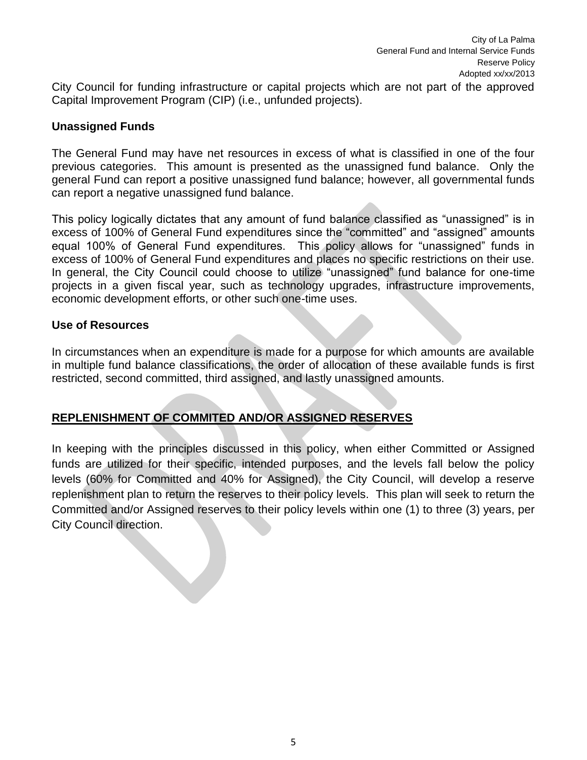City Council for funding infrastructure or capital projects which are not part of the approved Capital Improvement Program (CIP) (i.e., unfunded projects).

**Unassigned Funds**

The General Fund may have net resources in excess of what is classified in one of the four previous categories. This amount is presented as the unassigned fund balance. Only the general Fund can report a positive unassigned fund balance; however, all governmental funds can report a negative unassigned fund balance.

This policy logically dictates that any amount of fund balance classified as "unassigned" is in excess of 100% of General Fund expenditures since the "committed" and "assigned" amounts equal 100% of General Fund expenditures. This policy allows for "unassigned" funds in excess of 100% of General Fund expenditures and places no specific restrictions on their use. In general, the City Council could choose to utilize "unassigned" fund balance for one-time projects in a given fiscal year, such as technology upgrades, infrastructure improvements, economic development efforts, or other such one-time uses.

**Use of Resources**

In circumstances when an expenditure is made for a purpose for which amounts are available in multiple fund balance classifications, the order of allocation of these available funds is first restricted, second committed, third assigned, and lastly unassigned amounts.

## REPLENISHMENT OF COMMITED AND/OR ASSIGNED RESERVES

In keeping with the principles discussed in this policy, when either Committed or Assigned funds are utilized for their specific, intended purposes, and the levels fall below the policy levels (60% for Committed and 40% for Assigned), the City Council, will develop a reserve replenishment plan to return the reserves to their policy levels. This plan will seek to return the Committed and/or Assigned reserves to their policy levels within one (1) to three (3) years, per City Council direction.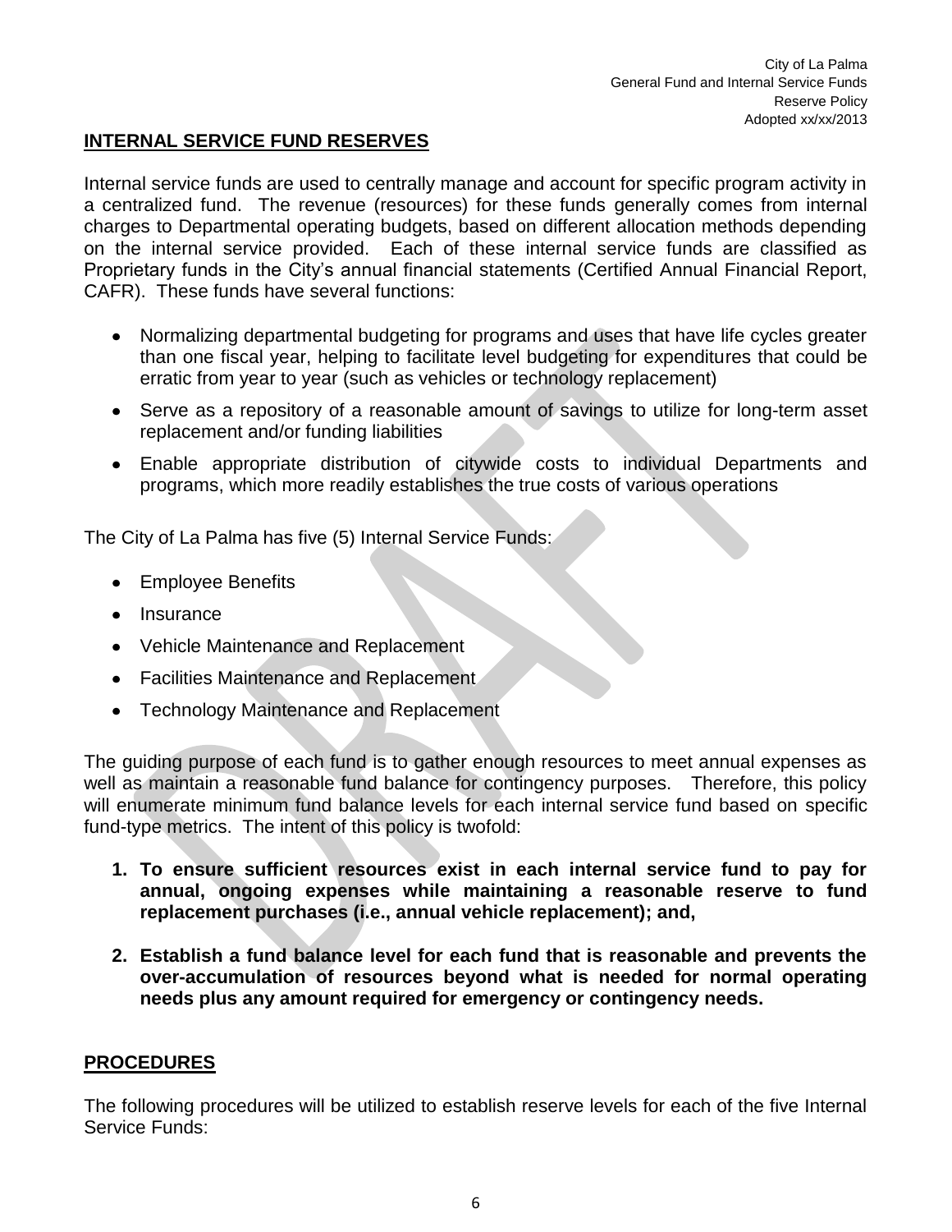## INTERNAL SERVICE FUND RESERVES

Internal service funds are used to centrally manage and account for specific program activity in a centralized fund. The revenue (resources) for these funds generally comes from internal charges to Departmental operating budgets, based on different allocation methods depending on the internal service provided. Each of these internal service funds are classified as Proprietary funds in the City's annual financial statements (Certified Annual Financial Report, CAFR). These funds have several functions:

- Normalizing departmental budgeting for programs and uses that have life cycles greater than one fiscal year, helping to facilitate level budgeting for expenditures that could be erratic from year to year (such as vehicles or technology replacement)
- Serve as a repository of a reasonable amount of savings to utilize for long-term asset replacement and/or funding liabilities
- Enable appropriate distribution of citywide costs to individual Departments and programs, which more readily establishes the true costs of various operations

The City of La Palma has five (5) Internal Service Funds:

- Employee Benefits
- Insurance
- Vehicle Maintenance and Replacement
- Facilities Maintenance and Replacement
- Technology Maintenance and Replacement

The guiding purpose of each fund is to gather enough resources to meet annual expenses as well as maintain a reasonable fund balance for contingency purposes. Therefore, this policy will enumerate minimum fund balance levels for each internal service fund based on specific fund-type metrics. The intent of this policy is twofold:

1. **To ensure sufficient resources exist in each internal service fund to pay for annual, ongoing expenses while maintaining a reasonable reserve to fund replacement purchases (i.e., annual vehicle replacement); and,**
2. **Establish a fund balance level for each fund that is reasonable and prevents the over-accumulation of resources beyond what is needed for normal operating needs plus any amount required for emergency or contingency needs.**

## PROCEDURES

The following procedures will be utilized to establish reserve levels for each of the five Internal Service Funds: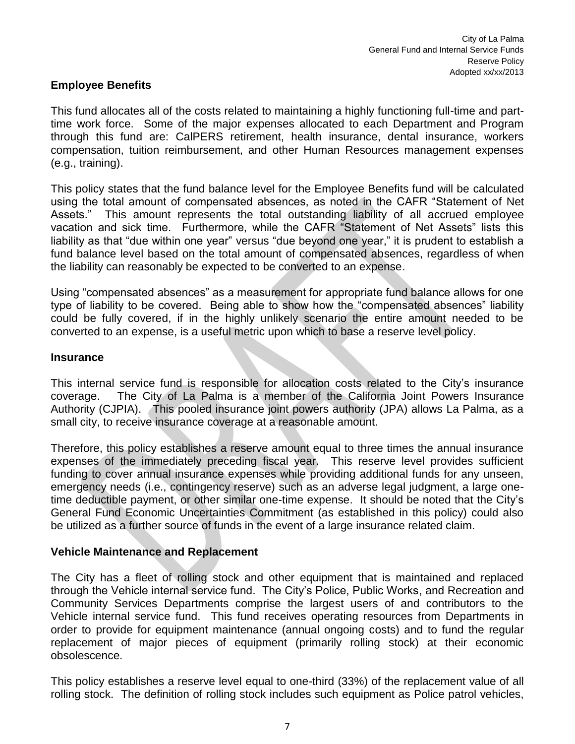## Employee Benefits

This fund allocates all of the costs related to maintaining a highly functioning full-time and part-time work force. Some of the major expenses allocated to each Department and Program through this fund are: CalPERS retirement, health insurance, dental insurance, workers compensation, tuition reimbursement, and other Human Resources management expenses (e.g., training).

This policy states that the fund balance level for the Employee Benefits fund will be calculated using the total amount of compensated absences, as noted in the CAFR "Statement of Net Assets." This amount represents the total outstanding liability of all accrued employee vacation and sick time. Furthermore, while the CAFR "Statement of Net Assets" lists this liability as that "due within one year" versus "due beyond one year," it is prudent to establish a fund balance level based on the total amount of compensated absences, regardless of when the liability can reasonably be expected to be converted to an expense.

Using "compensated absences" as a measurement for appropriate fund balance allows for one type of liability to be covered. Being able to show how the "compensated absences" liability could be fully covered, if in the highly unlikely scenario the entire amount needed to be converted to an expense, is a useful metric upon which to base a reserve level policy.

## Insurance

This internal service fund is responsible for allocation costs related to the City's insurance coverage. The City of La Palma is a member of the California Joint Powers Insurance Authority (CJPIA). This pooled insurance joint powers authority (JPA) allows La Palma, as a small city, to receive insurance coverage at a reasonable amount.

Therefore, this policy establishes a reserve amount equal to three times the annual insurance expenses of the immediately preceding fiscal year. This reserve level provides sufficient funding to cover annual insurance expenses while providing additional funds for any unseen, emergency needs (i.e., contingency reserve) such as an adverse legal judgment, a large one-time deductible payment, or other similar one-time expense. It should be noted that the City's General Fund Economic Uncertainties Commitment (as established in this policy) could also be utilized as a further source of funds in the event of a large insurance related claim.

## Vehicle Maintenance and Replacement

The City has a fleet of rolling stock and other equipment that is maintained and replaced through the Vehicle internal service fund. The City's Police, Public Works, and Recreation and Community Services Departments comprise the largest users of and contributors to the Vehicle internal service fund. This fund receives operating resources from Departments in order to provide for equipment maintenance (annual ongoing costs) and to fund the regular replacement of major pieces of equipment (primarily rolling stock) at their economic obsolescence.

This policy establishes a reserve level equal to one-third (33%) of the replacement value of all rolling stock. The definition of rolling stock includes such equipment as Police patrol vehicles,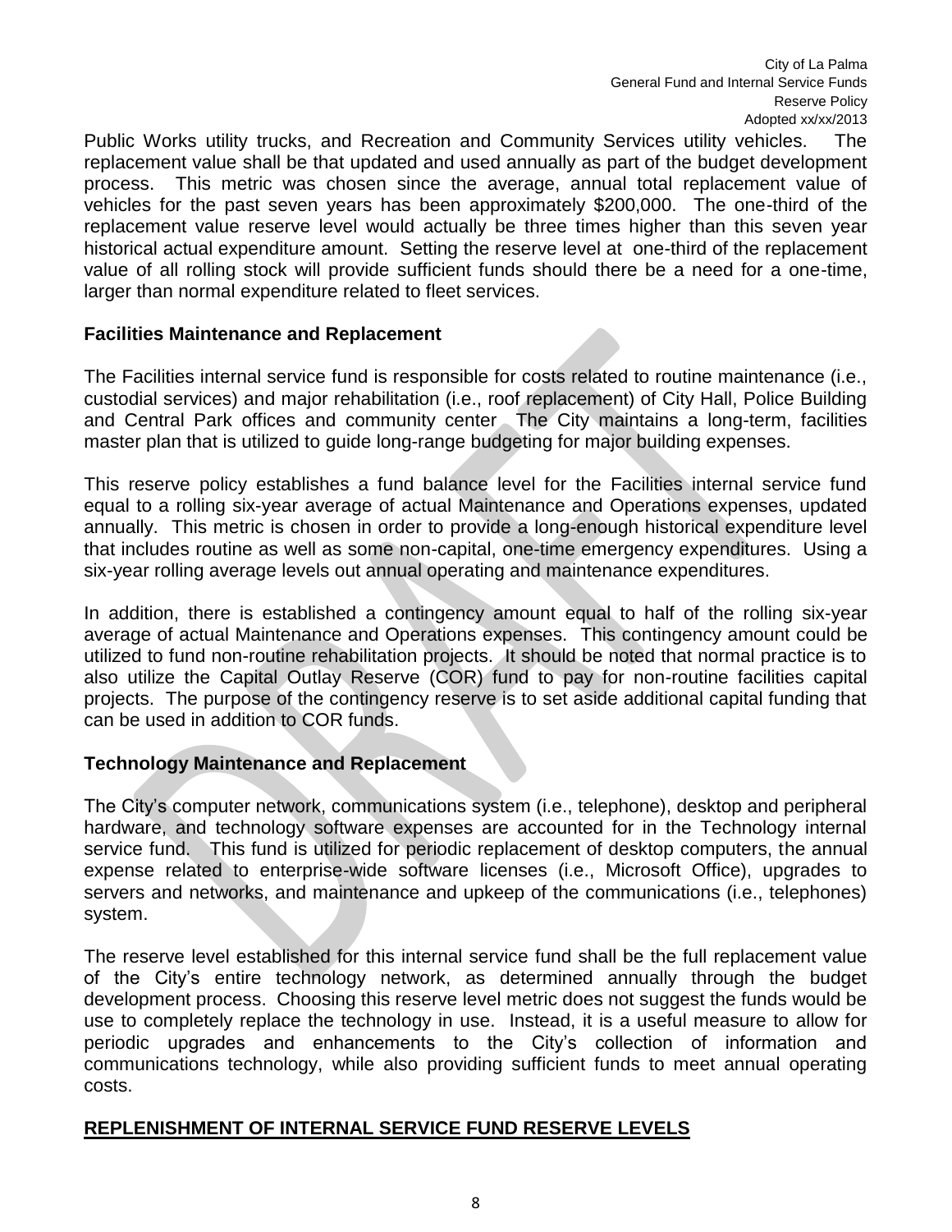Public Works utility trucks, and Recreation and Community Services utility vehicles. The replacement value shall be that updated and used annually as part of the budget development process. This metric was chosen since the average, annual total replacement value of vehicles for the past seven years has been approximately $200,000. The one-third of the replacement value reserve level would actually be three times higher than this seven year historical actual expenditure amount. Setting the reserve level at one-third of the replacement value of all rolling stock will provide sufficient funds should there be a need for a one-time, larger than normal expenditure related to fleet services.

**Facilities Maintenance and Replacement**

The Facilities internal service fund is responsible for costs related to routine maintenance (i.e., custodial services) and major rehabilitation (i.e., roof replacement) of City Hall, Police Building and Central Park offices and community center The City maintains a long-term, facilities master plan that is utilized to guide long-range budgeting for major building expenses.

This reserve policy establishes a fund balance level for the Facilities internal service fund equal to a rolling six-year average of actual Maintenance and Operations expenses, updated annually. This metric is chosen in order to provide a long-enough historical expenditure level that includes routine as well as some non-capital, one-time emergency expenditures. Using a six-year rolling average levels out annual operating and maintenance expenditures.

In addition, there is established a contingency amount equal to half of the rolling six-year average of actual Maintenance and Operations expenses. This contingency amount could be utilized to fund non-routine rehabilitation projects. It should be noted that normal practice is to also utilize the Capital Outlay Reserve (COR) fund to pay for non-routine facilities capital projects. The purpose of the contingency reserve is to set aside additional capital funding that can be used in addition to COR funds.

**Technology Maintenance and Replacement**

The City's computer network, communications system (i.e., telephone), desktop and peripheral hardware, and technology software expenses are accounted for in the Technology internal service fund. This fund is utilized for periodic replacement of desktop computers, the annual expense related to enterprise-wide software licenses (i.e., Microsoft Office), upgrades to servers and networks, and maintenance and upkeep of the communications (i.e., telephones) system.

The reserve level established for this internal service fund shall be the full replacement value of the City's entire technology network, as determined annually through the budget development process. Choosing this reserve level metric does not suggest the funds would be use to completely replace the technology in use. Instead, it is a useful measure to allow for periodic upgrades and enhancements to the City's collection of information and communications technology, while also providing sufficient funds to meet annual operating costs.

**REPLENISHMENT OF INTERNAL SERVICE FUND RESERVE LEVELS**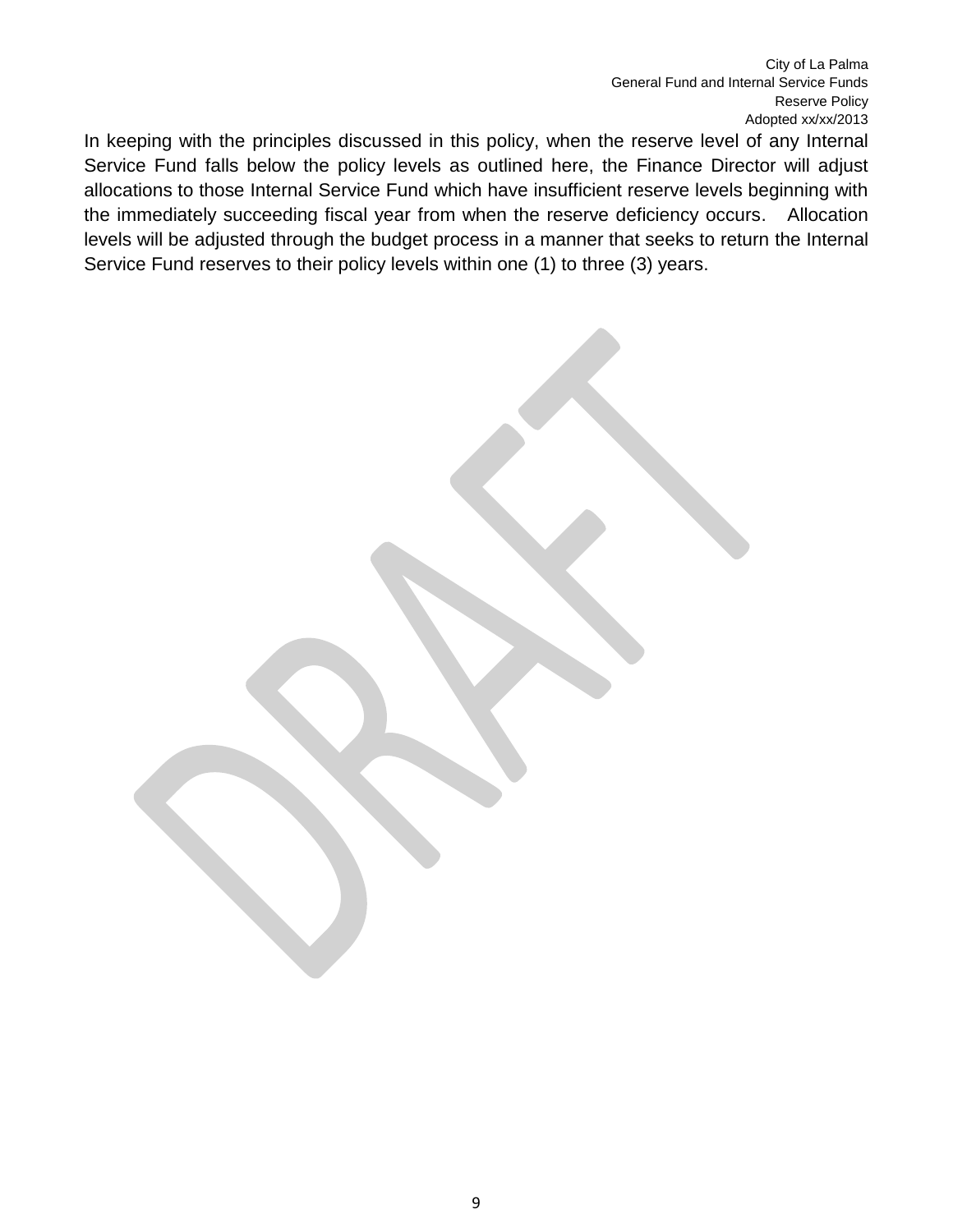In keeping with the principles discussed in this policy, when the reserve level of any Internal Service Fund falls below the policy levels as outlined here, the Finance Director will adjust allocations to those Internal Service Fund which have insufficient reserve levels beginning with the immediately succeeding fiscal year from when the reserve deficiency occurs. Allocation levels will be adjusted through the budget process in a manner that seeks to return the Internal Service Fund reserves to their policy levels within one (1) to three (3) years.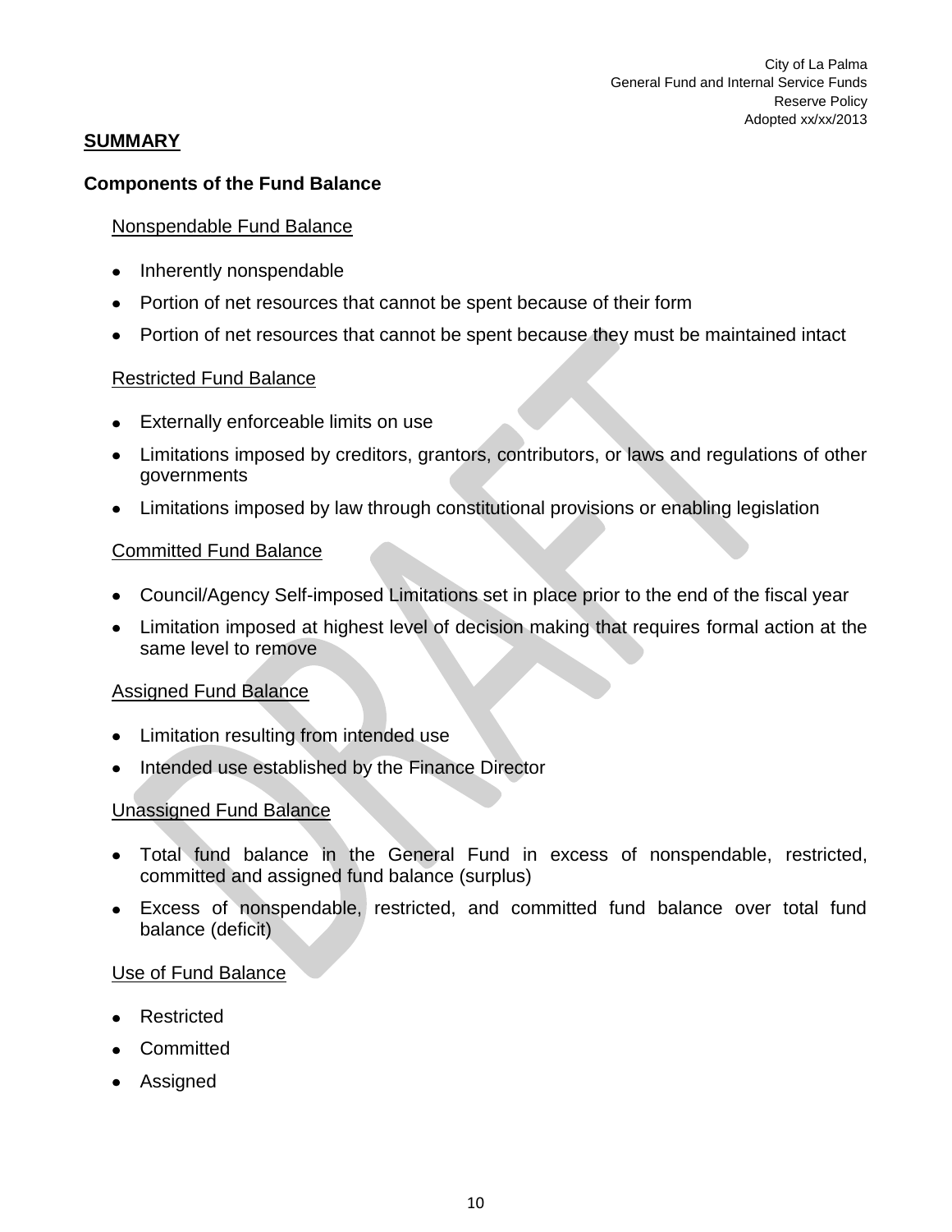## SUMMARY

### Components of the Fund Balance

Nonspendable Fund Balance

- Inherently nonspendable
- Portion of net resources that cannot be spent because of their form
- Portion of net resources that cannot be spent because they must be maintained intact

Restricted Fund Balance

- Externally enforceable limits on use
- Limitations imposed by creditors, grantors, contributors, or laws and regulations of other governments
- Limitations imposed by law through constitutional provisions or enabling legislation

Committed Fund Balance

- Council/Agency Self-imposed Limitations set in place prior to the end of the fiscal year
- Limitation imposed at highest level of decision making that requires formal action at the same level to remove

Assigned Fund Balance

- Limitation resulting from intended use
- Intended use established by the Finance Director

Unassigned Fund Balance

- Total fund balance in the General Fund in excess of nonspendable, restricted, committed and assigned fund balance (surplus)
- Excess of nonspendable, restricted, and committed fund balance over total fund balance (deficit)

Use of Fund Balance

- Restricted
- Committed
- Assigned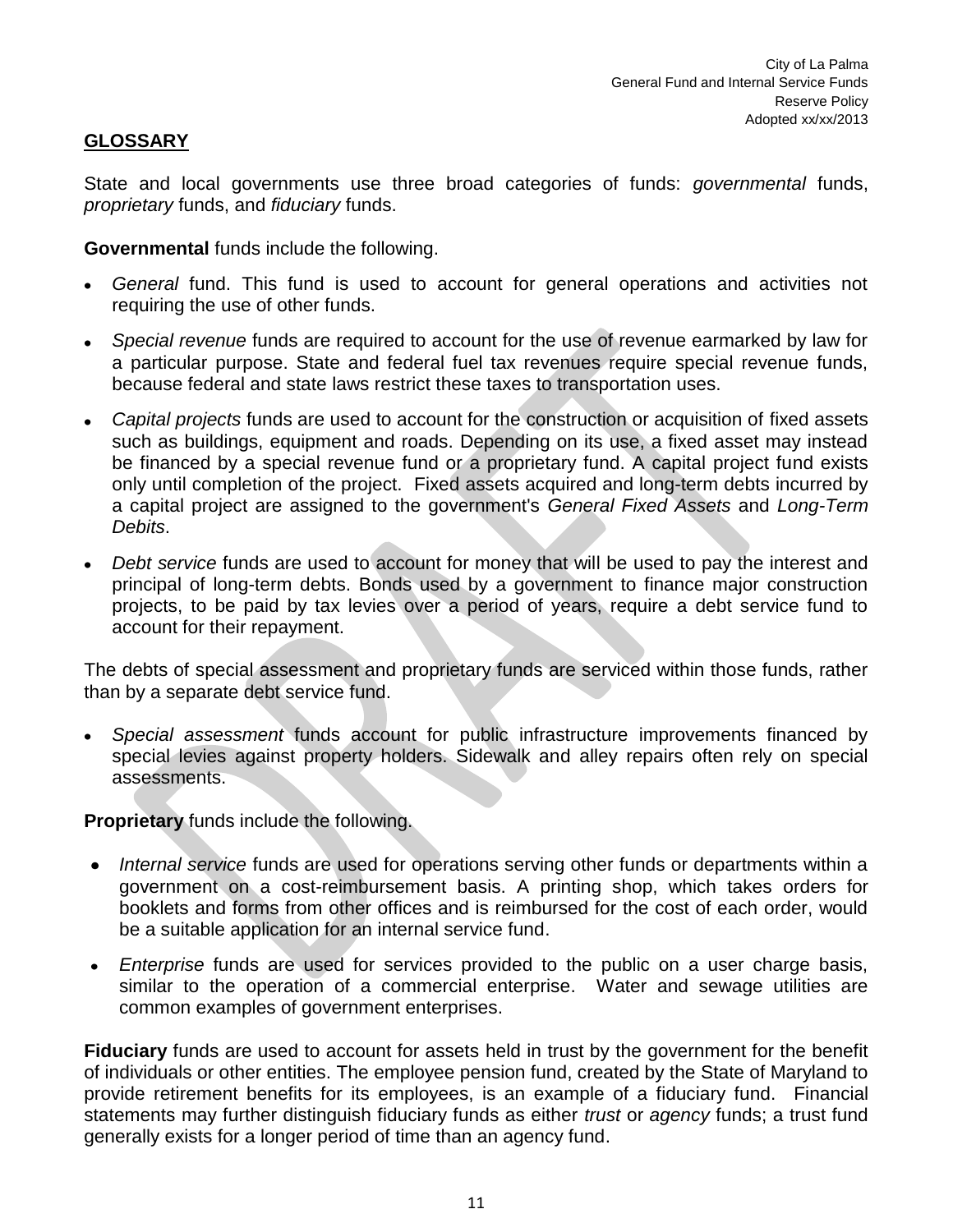## GLOSSARY

State and local governments use three broad categories of funds: *governmental* funds, *proprietary* funds, and *fiduciary* funds.

**Governmental** funds include the following.

- *General* fund. This fund is used to account for general operations and activities not requiring the use of other funds.
- *Special revenue* funds are required to account for the use of revenue earmarked by law for a particular purpose. State and federal fuel tax revenues require special revenue funds, because federal and state laws restrict these taxes to transportation uses.
- *Capital projects* funds are used to account for the construction or acquisition of fixed assets such as buildings, equipment and roads. Depending on its use, a fixed asset may instead be financed by a special revenue fund or a proprietary fund. A capital project fund exists only until completion of the project. Fixed assets acquired and long-term debts incurred by a capital project are assigned to the government's *General Fixed Assets* and *Long-Term Debits*.
- *Debt service* funds are used to account for money that will be used to pay the interest and principal of long-term debts. Bonds used by a government to finance major construction projects, to be paid by tax levies over a period of years, require a debt service fund to account for their repayment.

The debts of special assessment and proprietary funds are serviced within those funds, rather than by a separate debt service fund.

- *Special assessment* funds account for public infrastructure improvements financed by special levies against property holders. Sidewalk and alley repairs often rely on special assessments.

**Proprietary** funds include the following.

- *Internal service* funds are used for operations serving other funds or departments within a government on a cost-reimbursement basis. A printing shop, which takes orders for booklets and forms from other offices and is reimbursed for the cost of each order, would be a suitable application for an internal service fund.
- *Enterprise* funds are used for services provided to the public on a user charge basis, similar to the operation of a commercial enterprise. Water and sewage utilities are common examples of government enterprises.

**Fiduciary** funds are used to account for assets held in trust by the government for the benefit of individuals or other entities. The employee pension fund, created by the State of Maryland to provide retirement benefits for its employees, is an example of a fiduciary fund. Financial statements may further distinguish fiduciary funds as either *trust* or *agency* funds; a trust fund generally exists for a longer period of time than an agency fund.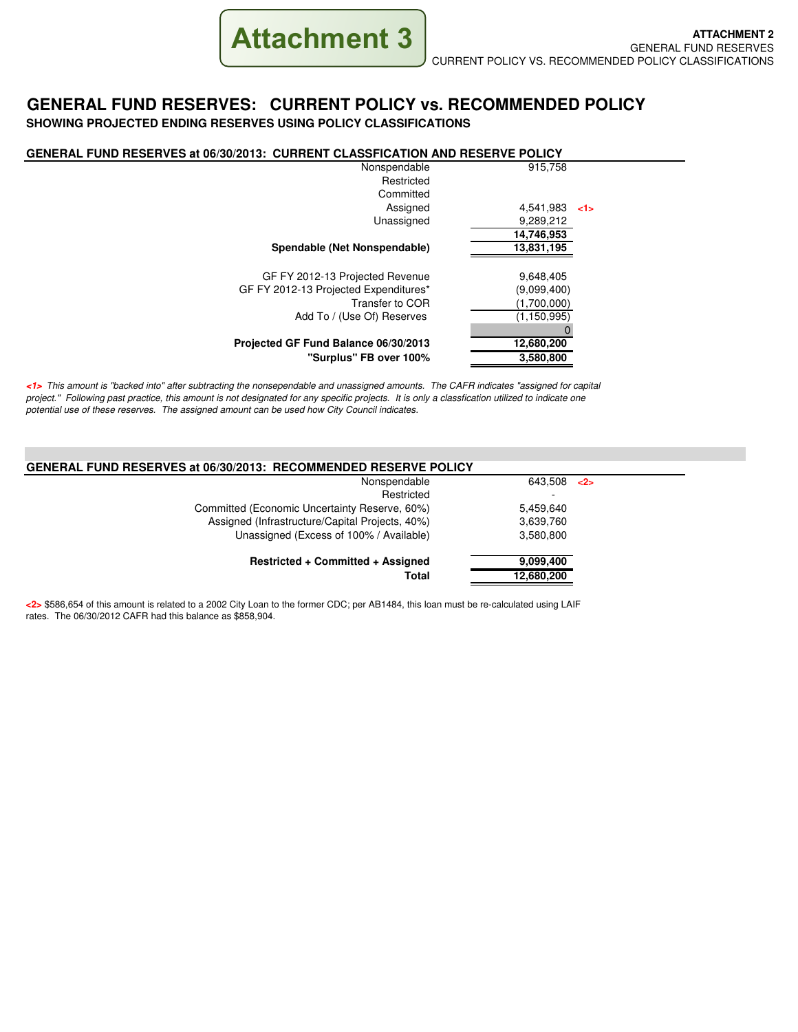Attachment 3

**ATTACHMENT 2**
GENERAL FUND RESERVES
CURRENT POLICY VS. RECOMMENDED POLICY CLASSIFICATIONS

# GENERAL FUND RESERVES: CURRENT POLICY vs. RECOMMENDED POLICY

**SHOWING PROJECTED ENDING RESERVES USING POLICY CLASSIFICATIONS**

## GENERAL FUND RESERVES at 06/30/2013: CURRENT CLASSFICATION AND RESERVE POLICY

| | | |
|---|---|---|
| Nonspendable | 915,758 | |
| Restricted | | |
| Committed | | |
| Assigned | 4,541,983 | <1> |
| Unassigned | 9,289,212 | |
| | **14,746,953** | |
| **Spendable (Net Nonspendable)** | **13,831,195** | |
| | | |
| GF FY 2012-13 Projected Revenue | 9,648,405 | |
| GF FY 2012-13 Projected Expenditures* | (9,099,400) | |
| Transfer to COR | (1,700,000) | |
| Add To / (Use Of) Reserves | (1,150,995) | |
| | 0 | |
| **Projected GF Fund Balance 06/30/2013** | **12,680,200** | |
| **"Surplus" FB over 100%** | **3,580,800** | |

*<1> This amount is "backed into" after subtracting the nonsependable and unassigned amounts. The CAFR indicates "assigned for capital project." Following past practice, this amount is not designated for any specific projects. It is only a classfication utilized to indicate one potential use of these reserves. The assigned amount can be used how City Council indicates.*

## GENERAL FUND RESERVES at 06/30/2013: RECOMMENDED RESERVE POLICY

| | | |
|---|---|---|
| Nonspendable | 643,508 | <2> |
| Restricted | - | |
| Committed (Economic Uncertainty Reserve, 60%) | 5,459,640 | |
| Assigned (Infrastructure/Capital Projects, 40%) | 3,639,760 | |
| Unassigned (Excess of 100% / Available) | 3,580,800 | |
| | | |
| **Restricted + Committed + Assigned** | **9,099,400** | |
| **Total** | **12,680,200** | |

<2> $586,654 of this amount is related to a 2002 City Loan to the former CDC; per AB1484, this loan must be re-calculated using LAIF rates. The 06/30/2012 CAFR had this balance as $858,904.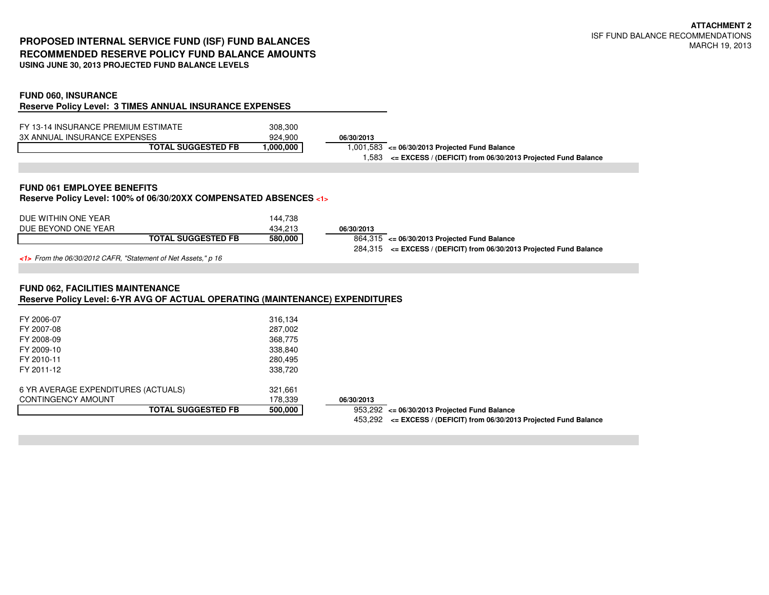**ATTACHMENT 2**
ISF FUND BALANCE RECOMMENDATIONS
MARCH 19, 2013

# PROPOSED INTERNAL SERVICE FUND (ISF) FUND BALANCES
# RECOMMENDED RESERVE POLICY FUND BALANCE AMOUNTS
**USING JUNE 30, 2013 PROJECTED FUND BALANCE LEVELS**

## FUND 060, INSURANCE
**Reserve Policy Level: 3 TIMES ANNUAL INSURANCE EXPENSES**

| | | | |
|---|---|---|---|
| FY 13-14 INSURANCE PREMIUM ESTIMATE | 308,300 | | |
| 3X ANNUAL INSURANCE EXPENSES | 924,900 | **06/30/2013** | |
| **TOTAL SUGGESTED FB** | **1,000,000** | 1,001,583 | **<= 06/30/2013 Projected Fund Balance** |
| | | 1,583 | **<= EXCESS / (DEFICIT) from 06/30/2013 Projected Fund Balance** |

## FUND 061 EMPLOYEE BENEFITS
**Reserve Policy Level: 100% of 06/30/20XX COMPENSATED ABSENCES <1>**

| | | | |
|---|---|---|---|
| DUE WITHIN ONE YEAR | 144,738 | | |
| DUE BEYOND ONE YEAR | 434,213 | **06/30/2013** | |
| **TOTAL SUGGESTED FB** | **580,000** | 864,315 | **<= 06/30/2013 Projected Fund Balance** |
| | | 284,315 | **<= EXCESS / (DEFICIT) from 06/30/2013 Projected Fund Balance** |

*<1> From the 06/30/2012 CAFR, "Statement of Net Assets," p 16*

## FUND 062, FACILITIES MAINTENANCE
**Reserve Policy Level: 6-YR AVG OF ACTUAL OPERATING (MAINTENANCE) EXPENDITURES**

| | | | |
|---|---|---|---|
| FY 2006-07 | 316,134 | | |
| FY 2007-08 | 287,002 | | |
| FY 2008-09 | 368,775 | | |
| FY 2009-10 | 338,840 | | |
| FY 2010-11 | 280,495 | | |
| FY 2011-12 | 338,720 | | |
| 6 YR AVERAGE EXPENDITURES (ACTUALS) | 321,661 | | |
| CONTINGENCY AMOUNT | 178,339 | **06/30/2013** | |
| **TOTAL SUGGESTED FB** | **500,000** | 953,292 | **<= 06/30/2013 Projected Fund Balance** |
| | | 453,292 | **<= EXCESS / (DEFICIT) from 06/30/2013 Projected Fund Balance** |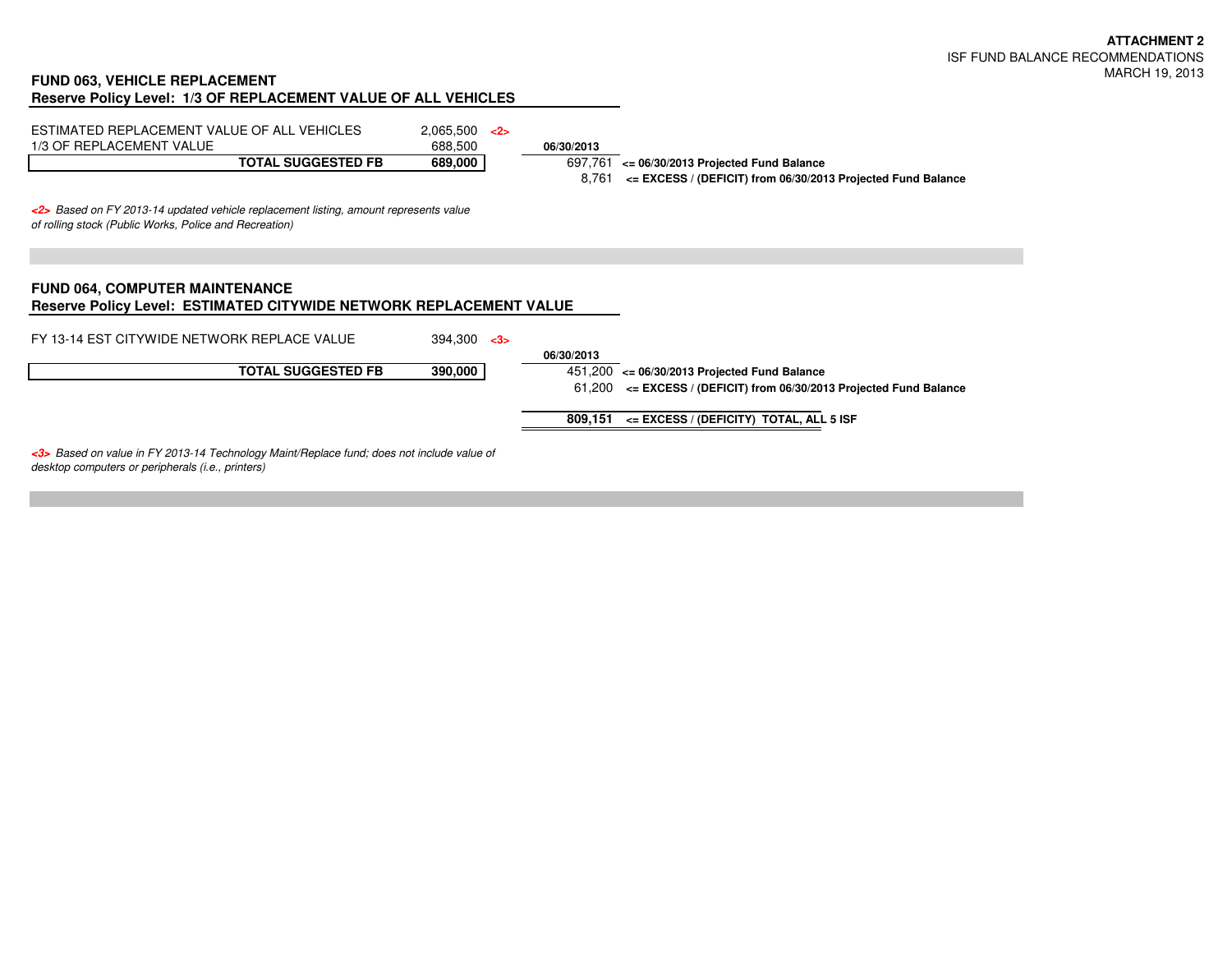**ATTACHMENT 2**
ISF FUND BALANCE RECOMMENDATIONS
MARCH 19, 2013

## FUND 063, VEHICLE REPLACEMENT

**Reserve Policy Level: 1/3 OF REPLACEMENT VALUE OF ALL VEHICLES**

| | | | | |
|---|---|---|---|---|
| ESTIMATED REPLACEMENT VALUE OF ALL VEHICLES | 2,065,500 | <2> | | |
| 1/3 OF REPLACEMENT VALUE | 688,500 | | **06/30/2013** | |
| **TOTAL SUGGESTED FB** | **689,000** | | 697,761 | **<= 06/30/2013 Projected Fund Balance** |
| | | | 8,761 | **<= EXCESS / (DEFICIT) from 06/30/2013 Projected Fund Balance** |

*<2> Based on FY 2013-14 updated vehicle replacement listing, amount represents value of rolling stock (Public Works, Police and Recreation)*

## FUND 064, COMPUTER MAINTENANCE

**Reserve Policy Level: ESTIMATED CITYWIDE NETWORK REPLACEMENT VALUE**

| | | | | |
|---|---|---|---|---|
| FY 13-14 EST CITYWIDE NETWORK REPLACE VALUE | 394,300 | <3> | | |
| | | | **06/30/2013** | |
| **TOTAL SUGGESTED FB** | **390,000** | | 451,200 | **<= 06/30/2013 Projected Fund Balance** |
| | | | 61,200 | **<= EXCESS / (DEFICIT) from 06/30/2013 Projected Fund Balance** |
| | | | **809,151** | **<= EXCESS / (DEFICITY) TOTAL, ALL 5 ISF** |

*<3> Based on value in FY 2013-14 Technology Maint/Replace fund; does not include value of desktop computers or peripherals (i.e., printers)*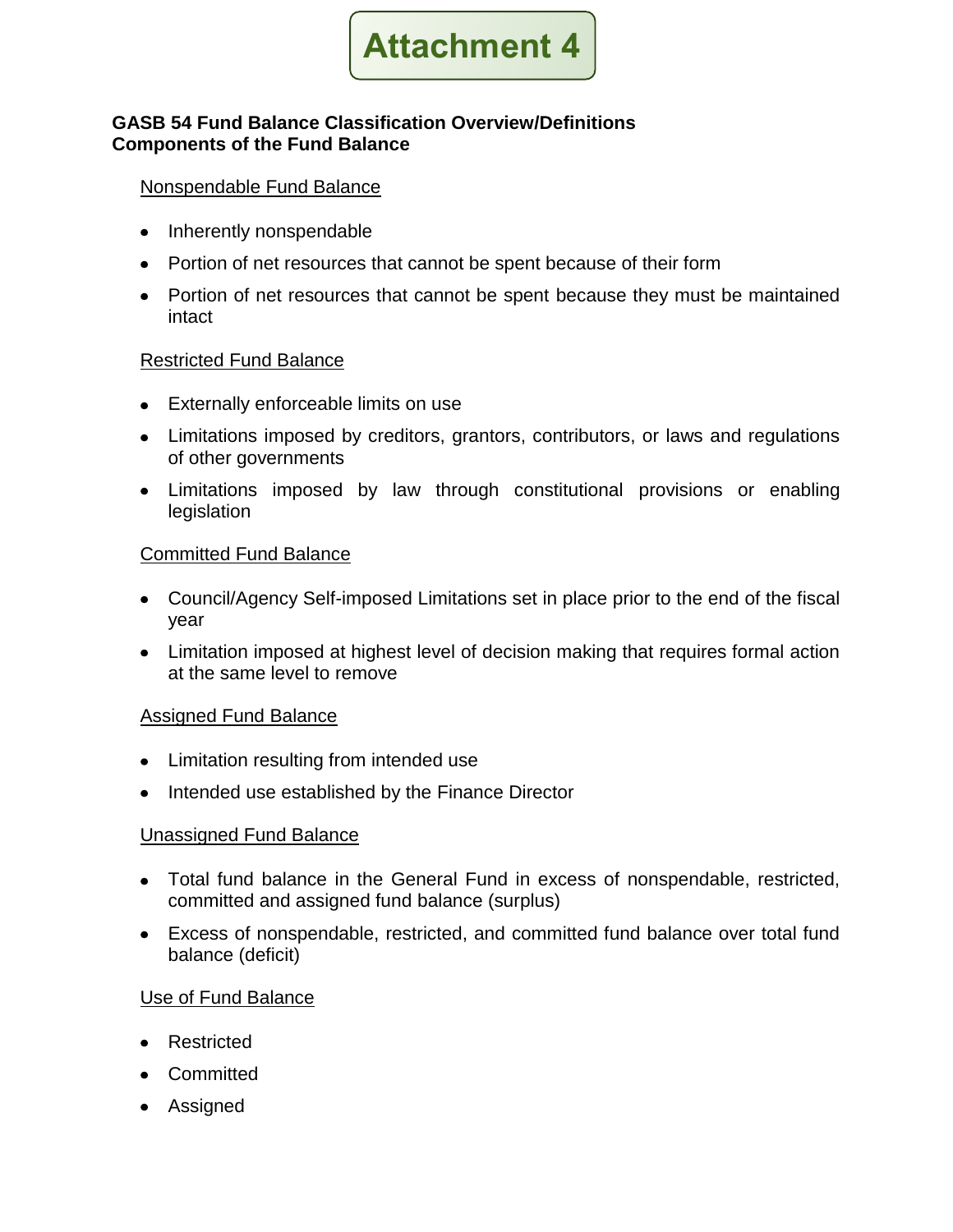# Attachment 4

**GASB 54 Fund Balance Classification Overview/Definitions**
**Components of the Fund Balance**

<u>Nonspendable Fund Balance</u>

- Inherently nonspendable
- Portion of net resources that cannot be spent because of their form
- Portion of net resources that cannot be spent because they must be maintained intact

<u>Restricted Fund Balance</u>

- Externally enforceable limits on use
- Limitations imposed by creditors, grantors, contributors, or laws and regulations of other governments
- Limitations imposed by law through constitutional provisions or enabling legislation

<u>Committed Fund Balance</u>

- Council/Agency Self-imposed Limitations set in place prior to the end of the fiscal year
- Limitation imposed at highest level of decision making that requires formal action at the same level to remove

<u>Assigned Fund Balance</u>

- Limitation resulting from intended use
- Intended use established by the Finance Director

<u>Unassigned Fund Balance</u>

- Total fund balance in the General Fund in excess of nonspendable, restricted, committed and assigned fund balance (surplus)
- Excess of nonspendable, restricted, and committed fund balance over total fund balance (deficit)

<u>Use of Fund Balance</u>

- Restricted
- Committed
- Assigned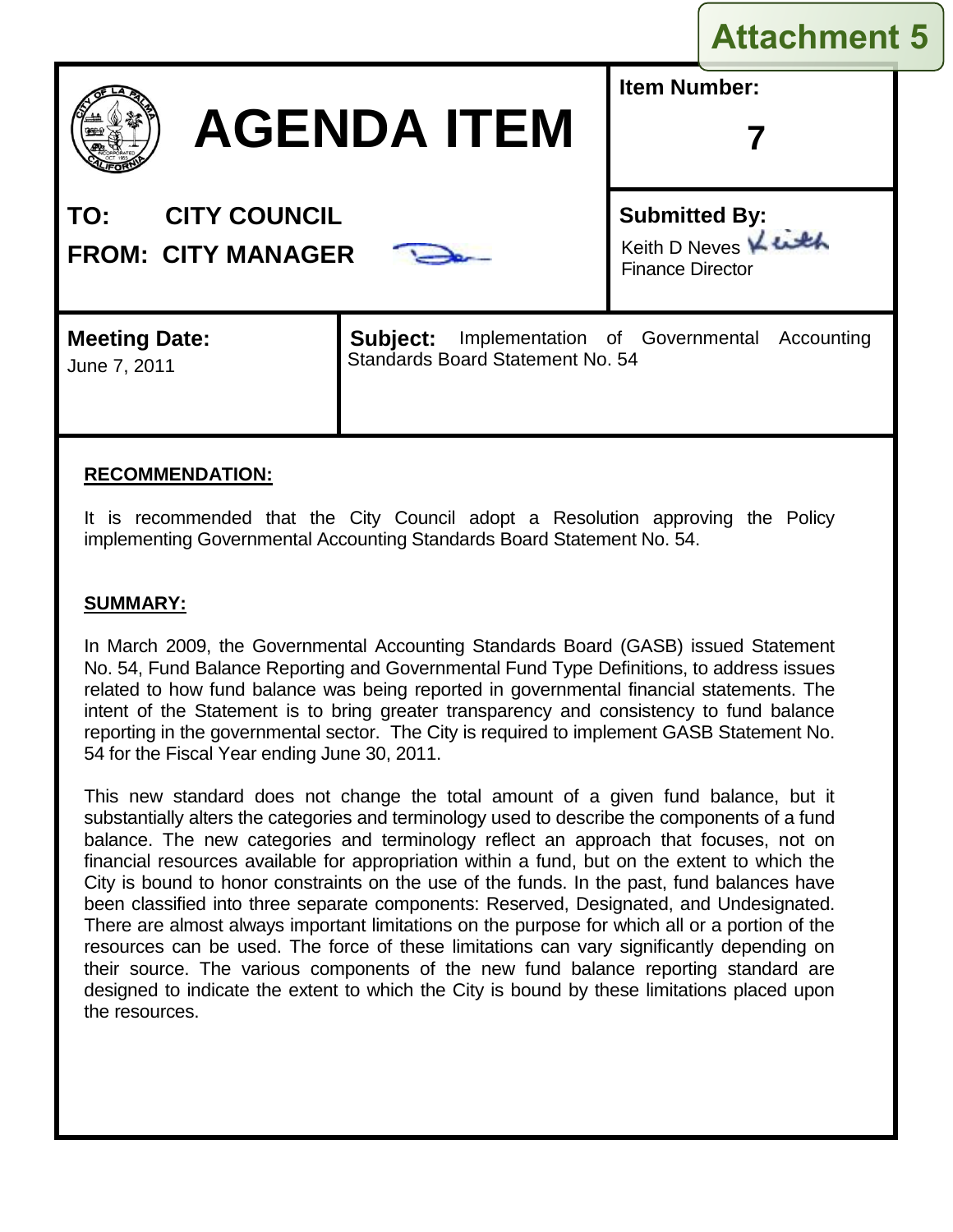Attachment 5

# AGENDA ITEM

**Item Number:**

**7**

**TO: CITY COUNCIL**

**FROM: CITY MANAGER**

**Submitted By:**

Keith D Neves
Finance Director

**Meeting Date:**
June 7, 2011

**Subject:** Implementation of Governmental Accounting Standards Board Statement No. 54

**RECOMMENDATION:**

It is recommended that the City Council adopt a Resolution approving the Policy implementing Governmental Accounting Standards Board Statement No. 54.

**SUMMARY:**

In March 2009, the Governmental Accounting Standards Board (GASB) issued Statement No. 54, Fund Balance Reporting and Governmental Fund Type Definitions, to address issues related to how fund balance was being reported in governmental financial statements. The intent of the Statement is to bring greater transparency and consistency to fund balance reporting in the governmental sector. The City is required to implement GASB Statement No. 54 for the Fiscal Year ending June 30, 2011.

This new standard does not change the total amount of a given fund balance, but it substantially alters the categories and terminology used to describe the components of a fund balance. The new categories and terminology reflect an approach that focuses, not on financial resources available for appropriation within a fund, but on the extent to which the City is bound to honor constraints on the use of the funds. In the past, fund balances have been classified into three separate components: Reserved, Designated, and Undesignated. There are almost always important limitations on the purpose for which all or a portion of the resources can be used. The force of these limitations can vary significantly depending on their source. The various components of the new fund balance reporting standard are designed to indicate the extent to which the City is bound by these limitations placed upon the resources.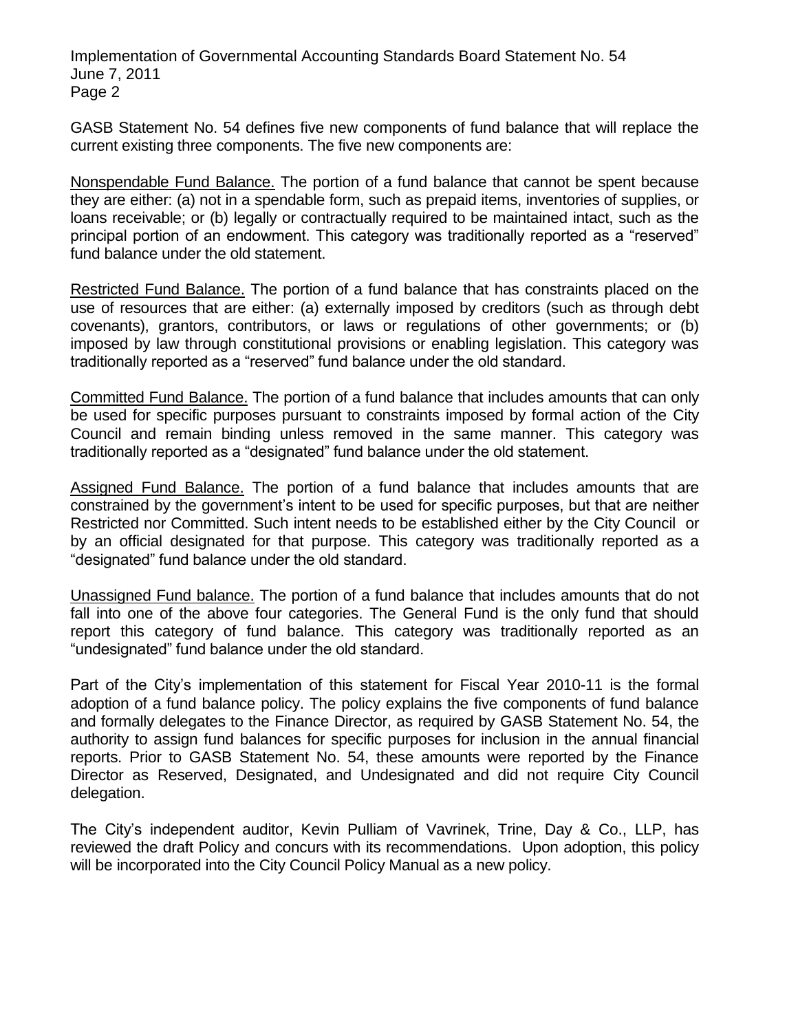GASB Statement No. 54 defines five new components of fund balance that will replace the current existing three components. The five new components are:

Nonspendable Fund Balance. The portion of a fund balance that cannot be spent because they are either: (a) not in a spendable form, such as prepaid items, inventories of supplies, or loans receivable; or (b) legally or contractually required to be maintained intact, such as the principal portion of an endowment. This category was traditionally reported as a "reserved" fund balance under the old statement.

Restricted Fund Balance. The portion of a fund balance that has constraints placed on the use of resources that are either: (a) externally imposed by creditors (such as through debt covenants), grantors, contributors, or laws or regulations of other governments; or (b) imposed by law through constitutional provisions or enabling legislation. This category was traditionally reported as a "reserved" fund balance under the old standard.

Committed Fund Balance. The portion of a fund balance that includes amounts that can only be used for specific purposes pursuant to constraints imposed by formal action of the City Council and remain binding unless removed in the same manner. This category was traditionally reported as a "designated" fund balance under the old statement.

Assigned Fund Balance. The portion of a fund balance that includes amounts that are constrained by the government's intent to be used for specific purposes, but that are neither Restricted nor Committed. Such intent needs to be established either by the City Council or by an official designated for that purpose. This category was traditionally reported as a "designated" fund balance under the old standard.

Unassigned Fund balance. The portion of a fund balance that includes amounts that do not fall into one of the above four categories. The General Fund is the only fund that should report this category of fund balance. This category was traditionally reported as an "undesignated" fund balance under the old standard.

Part of the City's implementation of this statement for Fiscal Year 2010-11 is the formal adoption of a fund balance policy. The policy explains the five components of fund balance and formally delegates to the Finance Director, as required by GASB Statement No. 54, the authority to assign fund balances for specific purposes for inclusion in the annual financial reports. Prior to GASB Statement No. 54, these amounts were reported by the Finance Director as Reserved, Designated, and Undesignated and did not require City Council delegation.

The City's independent auditor, Kevin Pulliam of Vavrinek, Trine, Day & Co., LLP, has reviewed the draft Policy and concurs with its recommendations. Upon adoption, this policy will be incorporated into the City Council Policy Manual as a new policy.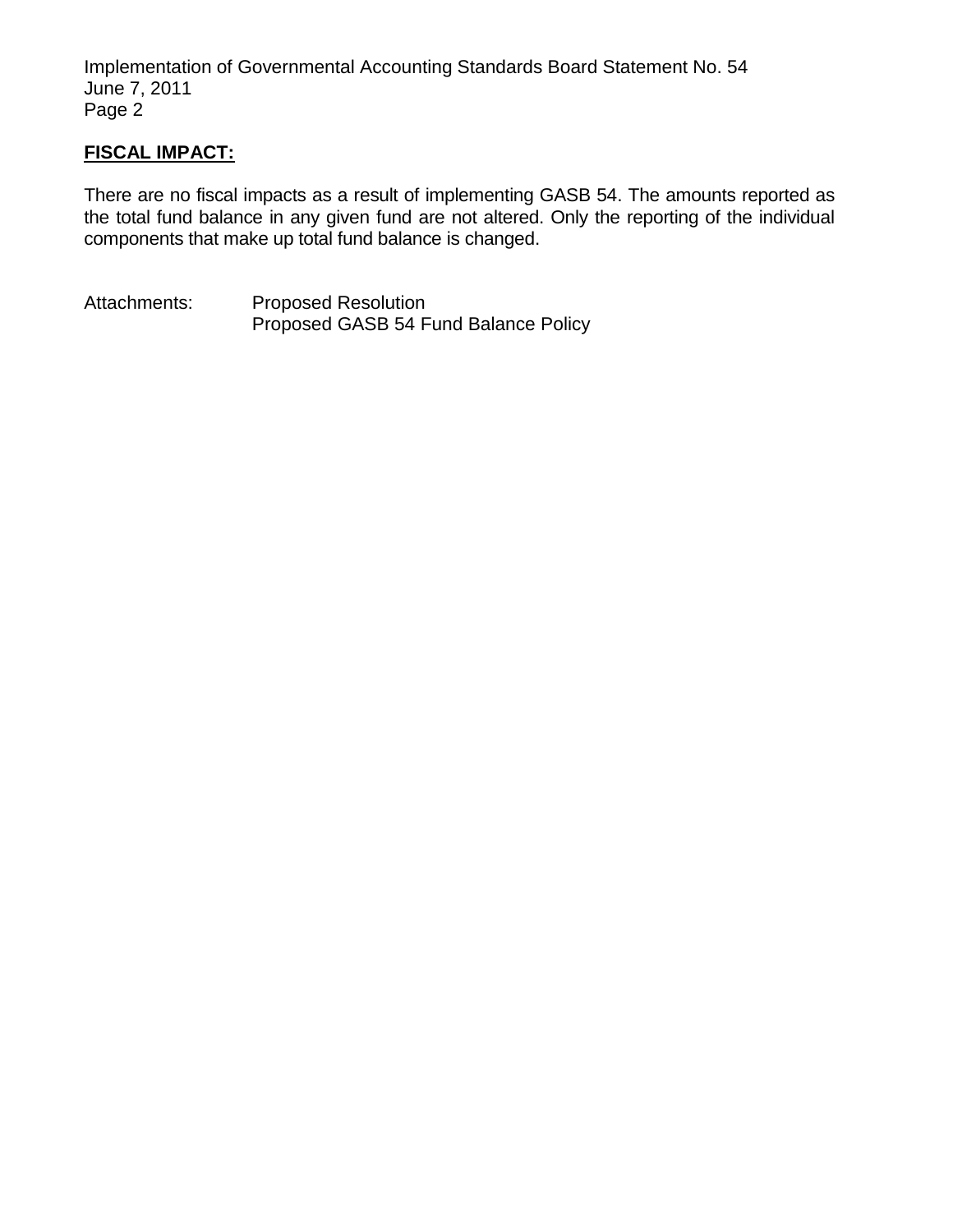**FISCAL IMPACT:**

There are no fiscal impacts as a result of implementing GASB 54. The amounts reported as the total fund balance in any given fund are not altered. Only the reporting of the individual components that make up total fund balance is changed.

Attachments: Proposed Resolution
Proposed GASB 54 Fund Balance Policy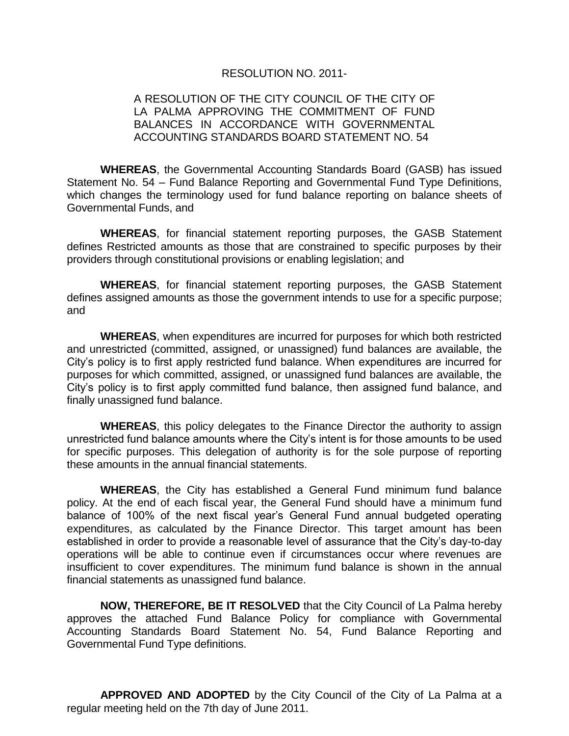RESOLUTION NO. 2011-

A RESOLUTION OF THE CITY COUNCIL OF THE CITY OF LA PALMA APPROVING THE COMMITMENT OF FUND BALANCES IN ACCORDANCE WITH GOVERNMENTAL ACCOUNTING STANDARDS BOARD STATEMENT NO. 54

**WHEREAS**, the Governmental Accounting Standards Board (GASB) has issued Statement No. 54 – Fund Balance Reporting and Governmental Fund Type Definitions, which changes the terminology used for fund balance reporting on balance sheets of Governmental Funds, and

**WHEREAS**, for financial statement reporting purposes, the GASB Statement defines Restricted amounts as those that are constrained to specific purposes by their providers through constitutional provisions or enabling legislation; and

**WHEREAS**, for financial statement reporting purposes, the GASB Statement defines assigned amounts as those the government intends to use for a specific purpose; and

**WHEREAS**, when expenditures are incurred for purposes for which both restricted and unrestricted (committed, assigned, or unassigned) fund balances are available, the City's policy is to first apply restricted fund balance. When expenditures are incurred for purposes for which committed, assigned, or unassigned fund balances are available, the City's policy is to first apply committed fund balance, then assigned fund balance, and finally unassigned fund balance.

**WHEREAS**, this policy delegates to the Finance Director the authority to assign unrestricted fund balance amounts where the City's intent is for those amounts to be used for specific purposes. This delegation of authority is for the sole purpose of reporting these amounts in the annual financial statements.

**WHEREAS**, the City has established a General Fund minimum fund balance policy. At the end of each fiscal year, the General Fund should have a minimum fund balance of 100% of the next fiscal year's General Fund annual budgeted operating expenditures, as calculated by the Finance Director. This target amount has been established in order to provide a reasonable level of assurance that the City's day-to-day operations will be able to continue even if circumstances occur where revenues are insufficient to cover expenditures. The minimum fund balance is shown in the annual financial statements as unassigned fund balance.

**NOW, THEREFORE, BE IT RESOLVED** that the City Council of La Palma hereby approves the attached Fund Balance Policy for compliance with Governmental Accounting Standards Board Statement No. 54, Fund Balance Reporting and Governmental Fund Type definitions.

**APPROVED AND ADOPTED** by the City Council of the City of La Palma at a regular meeting held on the 7th day of June 2011.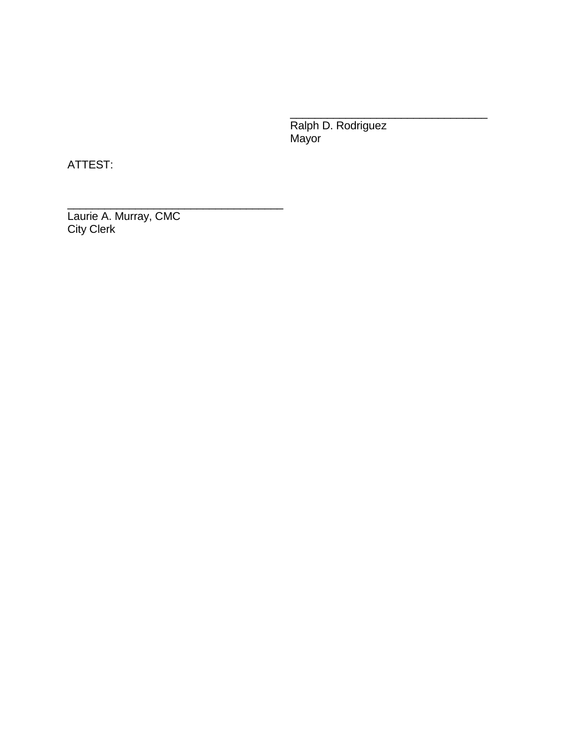\_\_\_\_\_\_\_\_\_\_\_\_\_\_\_\_\_\_\_\_\_\_\_\_\_\_\_\_\_\_\_\_\_\_
Ralph D. Rodriguez
Mayor

ATTEST:

\_\_\_\_\_\_\_\_\_\_\_\_\_\_\_\_\_\_\_\_\_\_\_\_\_\_\_\_\_\_\_\_\_\_\_\_\_
Laurie A. Murray, CMC
City Clerk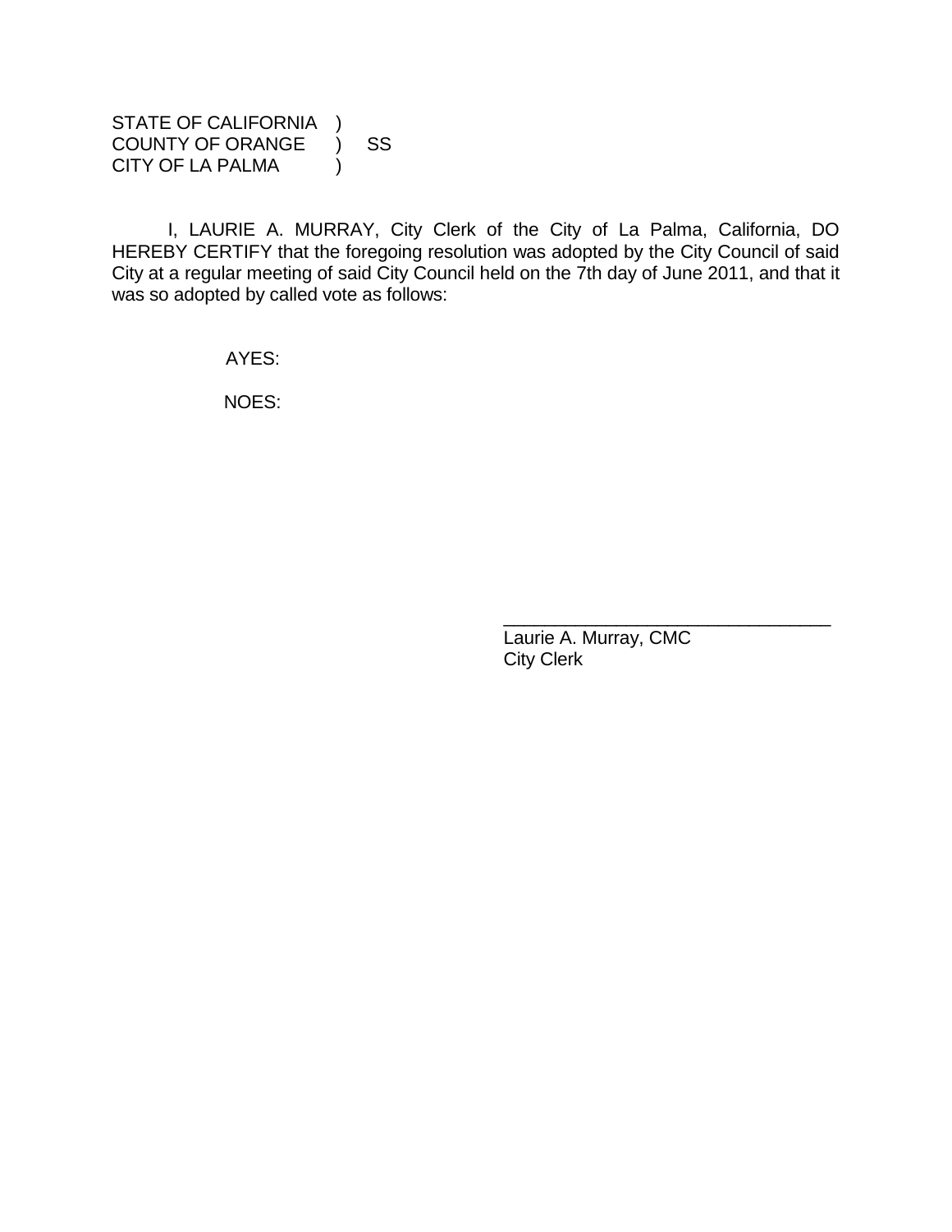STATE OF CALIFORNIA )
COUNTY OF ORANGE ) SS
CITY OF LA PALMA )

I, LAURIE A. MURRAY, City Clerk of the City of La Palma, California, DO HEREBY CERTIFY that the foregoing resolution was adopted by the City Council of said City at a regular meeting of said City Council held on the 7th day of June 2011, and that it was so adopted by called vote as follows:

AYES:

NOES:

_________________________________
Laurie A. Murray, CMC
City Clerk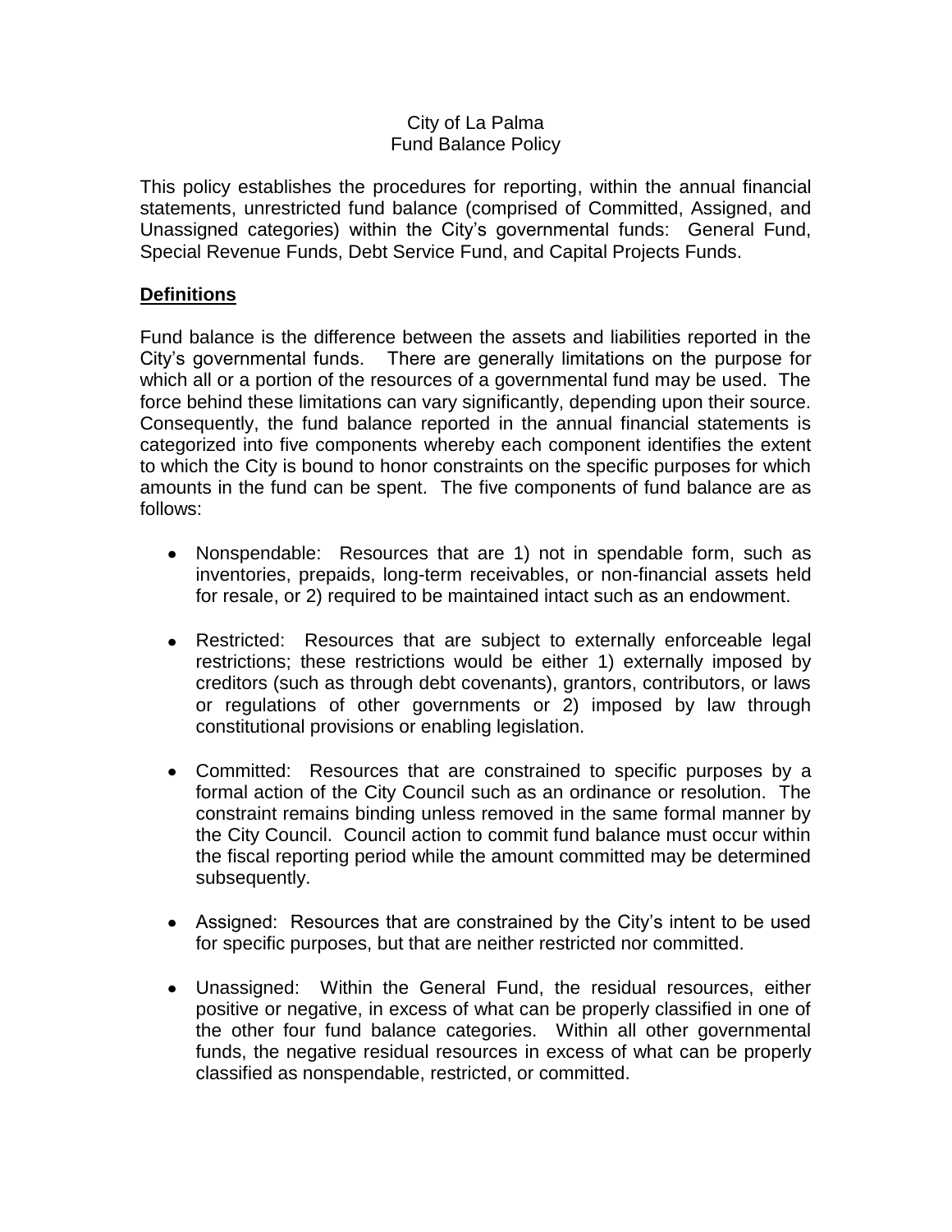City of La Palma
Fund Balance Policy

This policy establishes the procedures for reporting, within the annual financial statements, unrestricted fund balance (comprised of Committed, Assigned, and Unassigned categories) within the City's governmental funds: General Fund, Special Revenue Funds, Debt Service Fund, and Capital Projects Funds.

## Definitions

Fund balance is the difference between the assets and liabilities reported in the City's governmental funds. There are generally limitations on the purpose for which all or a portion of the resources of a governmental fund may be used. The force behind these limitations can vary significantly, depending upon their source. Consequently, the fund balance reported in the annual financial statements is categorized into five components whereby each component identifies the extent to which the City is bound to honor constraints on the specific purposes for which amounts in the fund can be spent. The five components of fund balance are as follows:

- Nonspendable: Resources that are 1) not in spendable form, such as inventories, prepaids, long-term receivables, or non-financial assets held for resale, or 2) required to be maintained intact such as an endowment.

- Restricted: Resources that are subject to externally enforceable legal restrictions; these restrictions would be either 1) externally imposed by creditors (such as through debt covenants), grantors, contributors, or laws or regulations of other governments or 2) imposed by law through constitutional provisions or enabling legislation.

- Committed: Resources that are constrained to specific purposes by a formal action of the City Council such as an ordinance or resolution. The constraint remains binding unless removed in the same formal manner by the City Council. Council action to commit fund balance must occur within the fiscal reporting period while the amount committed may be determined subsequently.

- Assigned: Resources that are constrained by the City's intent to be used for specific purposes, but that are neither restricted nor committed.

- Unassigned: Within the General Fund, the residual resources, either positive or negative, in excess of what can be properly classified in one of the other four fund balance categories. Within all other governmental funds, the negative residual resources in excess of what can be properly classified as nonspendable, restricted, or committed.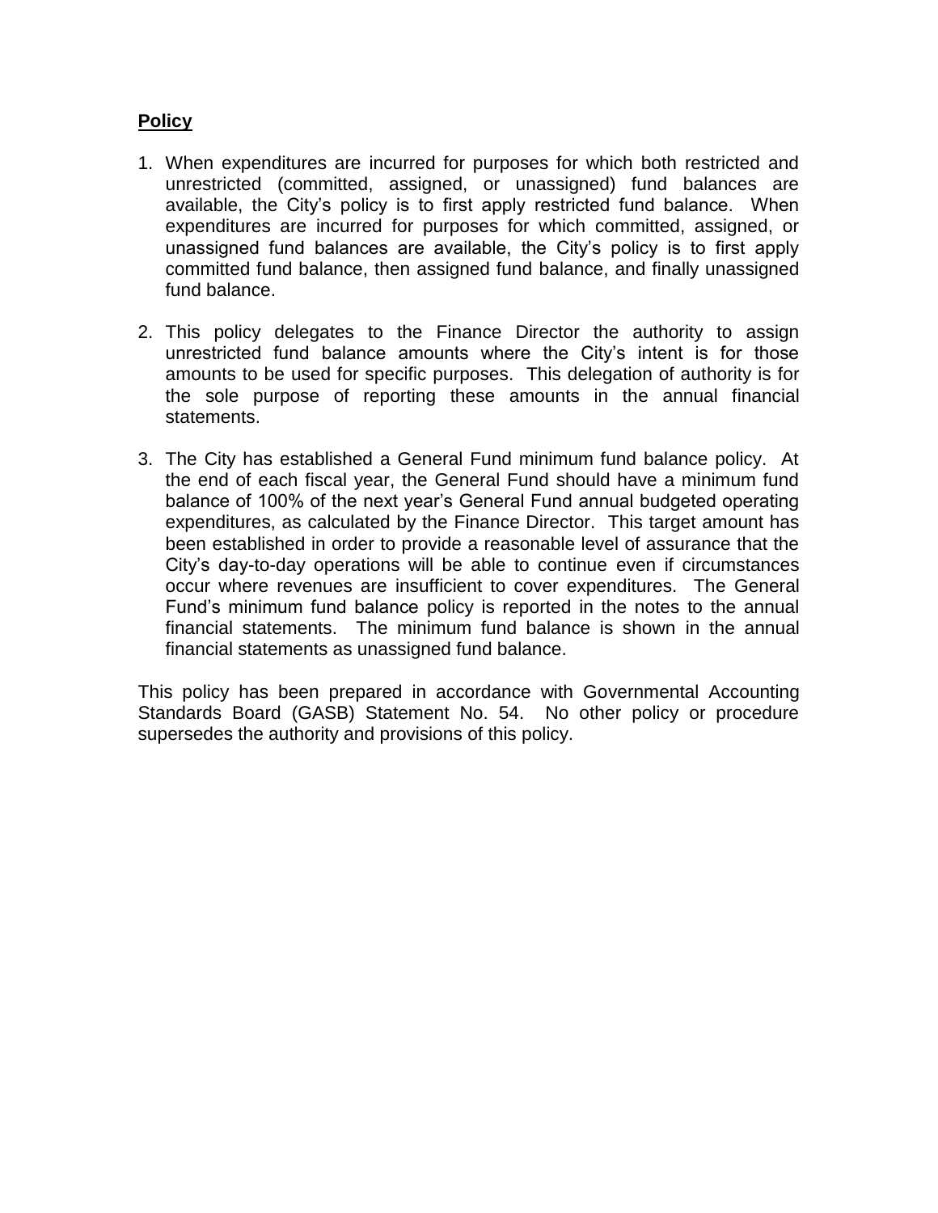**Policy**

1. When expenditures are incurred for purposes for which both restricted and unrestricted (committed, assigned, or unassigned) fund balances are available, the City's policy is to first apply restricted fund balance. When expenditures are incurred for purposes for which committed, assigned, or unassigned fund balances are available, the City's policy is to first apply committed fund balance, then assigned fund balance, and finally unassigned fund balance.

2. This policy delegates to the Finance Director the authority to assign unrestricted fund balance amounts where the City's intent is for those amounts to be used for specific purposes. This delegation of authority is for the sole purpose of reporting these amounts in the annual financial statements.

3. The City has established a General Fund minimum fund balance policy. At the end of each fiscal year, the General Fund should have a minimum fund balance of 100% of the next year's General Fund annual budgeted operating expenditures, as calculated by the Finance Director. This target amount has been established in order to provide a reasonable level of assurance that the City's day-to-day operations will be able to continue even if circumstances occur where revenues are insufficient to cover expenditures. The General Fund's minimum fund balance policy is reported in the notes to the annual financial statements. The minimum fund balance is shown in the annual financial statements as unassigned fund balance.

This policy has been prepared in accordance with Governmental Accounting Standards Board (GASB) Statement No. 54. No other policy or procedure supersedes the authority and provisions of this policy.